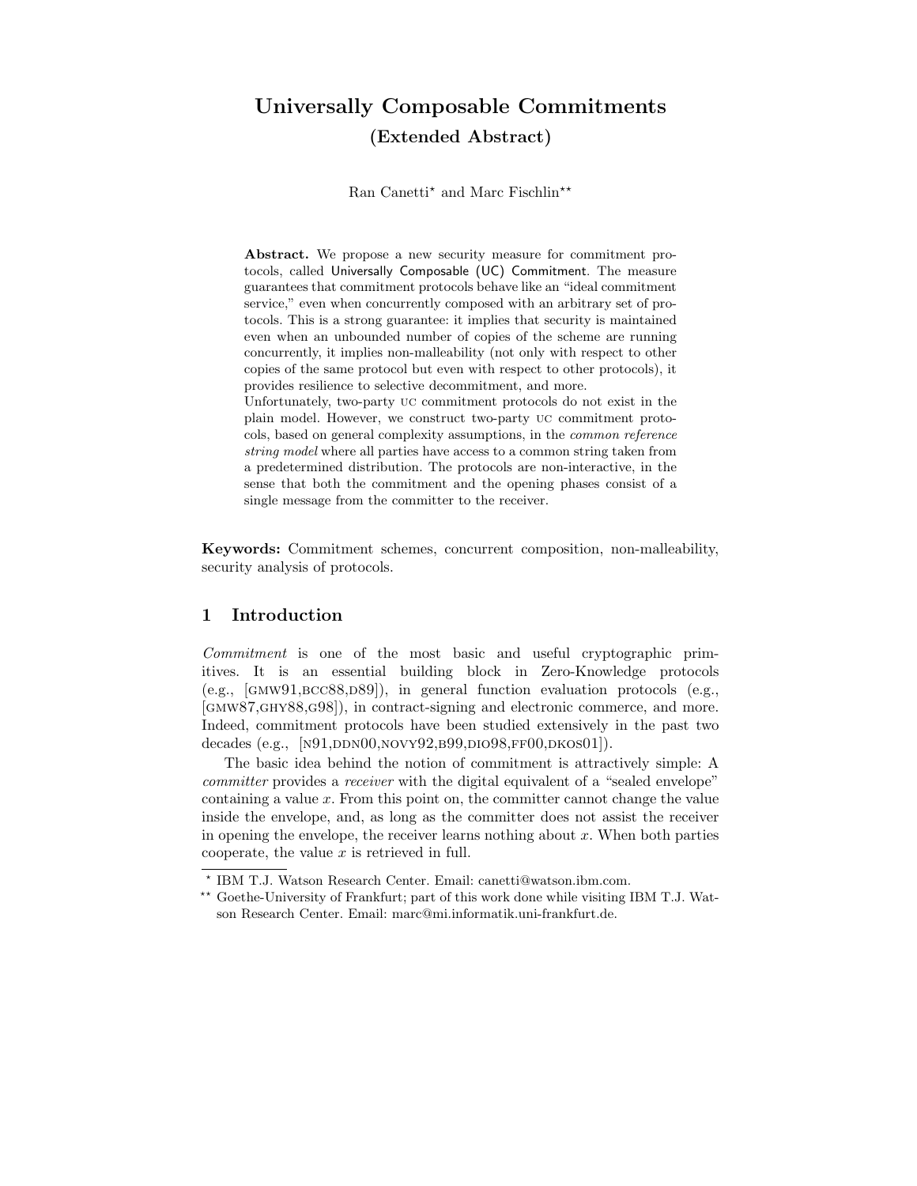# Universally Composable Commitments

## (Extended Abstract)

Ran Canetti* and Marc Fischlin**

**Abstract.** We propose a new security measure for commitment protocols, called Universally Composable (UC) Commitment. The measure guarantees that commitment protocols behave like an "ideal commitment service," even when concurrently composed with an arbitrary set of protocols. This is a strong guarantee: it implies that security is maintained even when an unbounded number of copies of the scheme are running concurrently, it implies non-malleability (not only with respect to other copies of the same protocol but even with respect to other protocols), it provides resilience to selective decommitment, and more.

Unfortunately, two-party UC commitment protocols do not exist in the plain model. However, we construct two-party UC commitment protocols, based on general complexity assumptions, in the *common reference string model* where all parties have access to a common string taken from a predetermined distribution. The protocols are non-interactive, in the sense that both the commitment and the opening phases consist of a single message from the committer to the receiver.

**Keywords:** Commitment schemes, concurrent composition, non-malleability, security analysis of protocols.

## 1 Introduction

*Commitment* is one of the most basic and useful cryptographic primitives. It is an essential building block in Zero-Knowledge protocols (e.g., [GMW91,BCC88,D89]), in general function evaluation protocols (e.g., [GMW87,GHY88,G98]), in contract-signing and electronic commerce, and more. Indeed, commitment protocols have been studied extensively in the past two decades (e.g., [N91,DDN00,NOVY92,B99,DIO98,FF00,DKOS01]).

The basic idea behind the notion of commitment is attractively simple: A *committer* provides a *receiver* with the digital equivalent of a "sealed envelope" containing a value $x$. From this point on, the committer cannot change the value inside the envelope, and, as long as the committer does not assist the receiver in opening the envelope, the receiver learns nothing about $x$. When both parties cooperate, the value $x$ is retrieved in full.

---

* IBM T.J. Watson Research Center. Email: canetti@watson.ibm.com.

** Goethe-University of Frankfurt; part of this work done while visiting IBM T.J. Watson Research Center. Email: marc@mi.informatik.uni-frankfurt.de.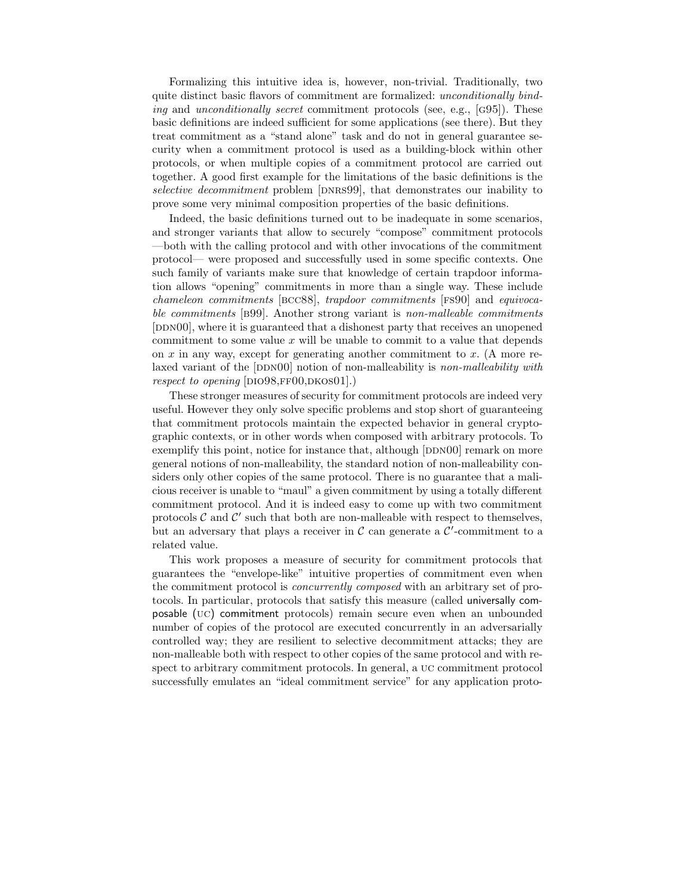Formalizing this intuitive idea is, however, non-trivial. Traditionally, two quite distinct basic flavors of commitment are formalized: *unconditionally binding* and *unconditionally secret* commitment protocols (see, e.g., [G95]). These basic definitions are indeed sufficient for some applications (see there). But they treat commitment as a "stand alone" task and do not in general guarantee security when a commitment protocol is used as a building-block within other protocols, or when multiple copies of a commitment protocol are carried out together. A good first example for the limitations of the basic definitions is the *selective decommitment* problem [DNRS99], that demonstrates our inability to prove some very minimal composition properties of the basic definitions.

Indeed, the basic definitions turned out to be inadequate in some scenarios, and stronger variants that allow to securely "compose" commitment protocols —both with the calling protocol and with other invocations of the commitment protocol— were proposed and successfully used in some specific contexts. One such family of variants make sure that knowledge of certain trapdoor information allows "opening" commitments in more than a single way. These include *chameleon commitments* [BCC88], *trapdoor commitments* [FS90] and *equivocable commitments* [B99]. Another strong variant is *non-malleable commitments* [DDN00], where it is guaranteed that a dishonest party that receives an unopened commitment to some value $x$ will be unable to commit to a value that depends on $x$ in any way, except for generating another commitment to $x$. (A more relaxed variant of the [DDN00] notion of non-malleability is *non-malleability with respect to opening* [DIO98,FF00,DKOS01].)

These stronger measures of security for commitment protocols are indeed very useful. However they only solve specific problems and stop short of guaranteeing that commitment protocols maintain the expected behavior in general cryptographic contexts, or in other words when composed with arbitrary protocols. To exemplify this point, notice for instance that, although [DDN00] remark on more general notions of non-malleability, the standard notion of non-malleability considers only other copies of the same protocol. There is no guarantee that a malicious receiver is unable to "maul" a given commitment by using a totally different commitment protocol. And it is indeed easy to come up with two commitment protocols $\mathcal{C}$ and $\mathcal{C}'$ such that both are non-malleable with respect to themselves, but an adversary that plays a receiver in $\mathcal{C}$ can generate a $\mathcal{C}'$-commitment to a related value.

This work proposes a measure of security for commitment protocols that guarantees the "envelope-like" intuitive properties of commitment even when the commitment protocol is *concurrently composed* with an arbitrary set of protocols. In particular, protocols that satisfy this measure (called universally composable (UC) commitment protocols) remain secure even when an unbounded number of copies of the protocol are executed concurrently in an adversarially controlled way; they are resilient to selective decommitment attacks; they are non-malleable both with respect to other copies of the same protocol and with respect to arbitrary commitment protocols. In general, a UC commitment protocol successfully emulates an "ideal commitment service" for any application proto-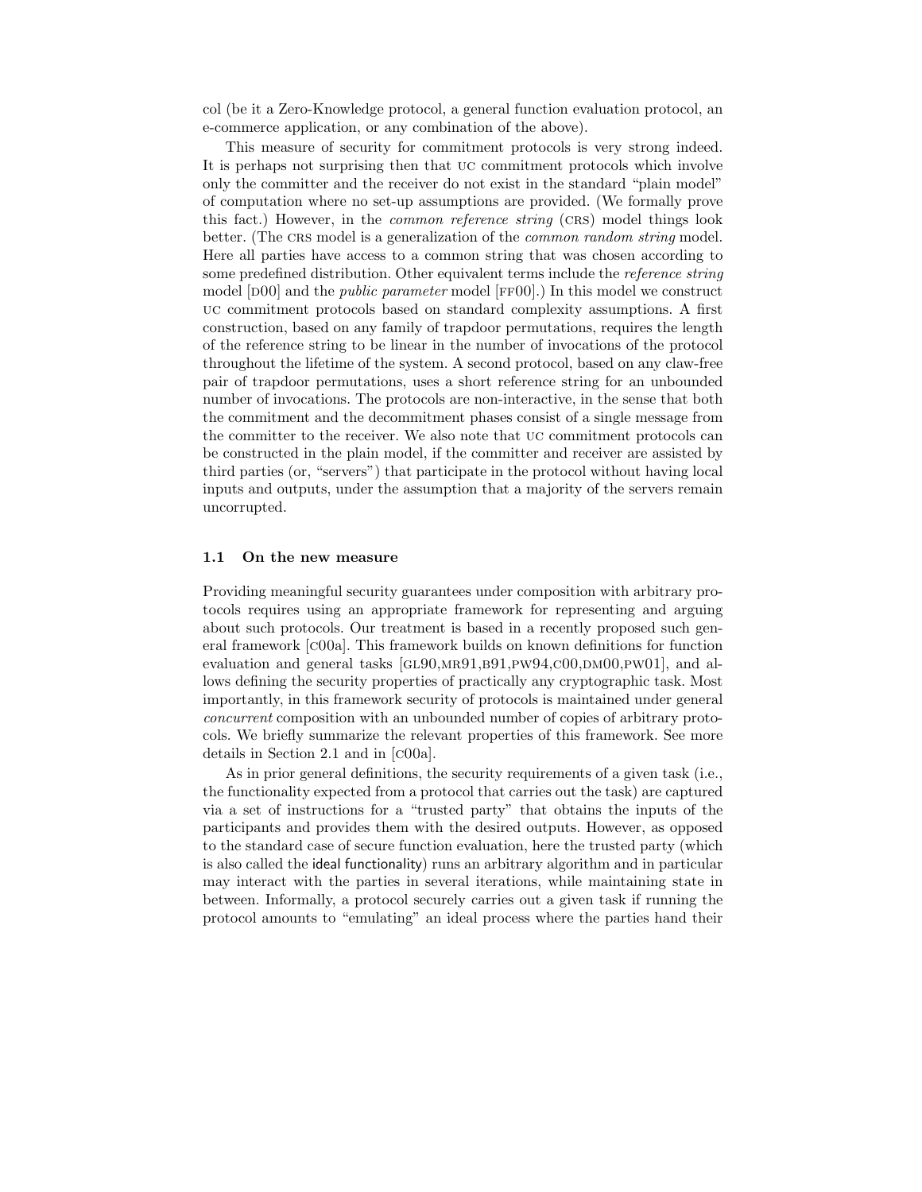col (be it a Zero-Knowledge protocol, a general function evaluation protocol, an e-commerce application, or any combination of the above).

This measure of security for commitment protocols is very strong indeed. It is perhaps not surprising then that UC commitment protocols which involve only the committer and the receiver do not exist in the standard "plain model" of computation where no set-up assumptions are provided. (We formally prove this fact.) However, in the *common reference string* (CRS) model things look better. (The CRS model is a generalization of the *common random string* model. Here all parties have access to a common string that was chosen according to some predefined distribution. Other equivalent terms include the *reference string* model [D00] and the *public parameter* model [FF00].) In this model we construct UC commitment protocols based on standard complexity assumptions. A first construction, based on any family of trapdoor permutations, requires the length of the reference string to be linear in the number of invocations of the protocol throughout the lifetime of the system. A second protocol, based on any claw-free pair of trapdoor permutations, uses a short reference string for an unbounded number of invocations. The protocols are non-interactive, in the sense that both the commitment and the decommitment phases consist of a single message from the committer to the receiver. We also note that UC commitment protocols can be constructed in the plain model, if the committer and receiver are assisted by third parties (or, "servers") that participate in the protocol without having local inputs and outputs, under the assumption that a majority of the servers remain uncorrupted.

### 1.1 On the new measure

Providing meaningful security guarantees under composition with arbitrary protocols requires using an appropriate framework for representing and arguing about such protocols. Our treatment is based in a recently proposed such general framework [C00a]. This framework builds on known definitions for function evaluation and general tasks [GL90,MR91,B91,PW94,C00,DM00,PW01], and allows defining the security properties of practically any cryptographic task. Most importantly, in this framework security of protocols is maintained under general *concurrent* composition with an unbounded number of copies of arbitrary protocols. We briefly summarize the relevant properties of this framework. See more details in Section 2.1 and in [C00a].

As in prior general definitions, the security requirements of a given task (i.e., the functionality expected from a protocol that carries out the task) are captured via a set of instructions for a "trusted party" that obtains the inputs of the participants and provides them with the desired outputs. However, as opposed to the standard case of secure function evaluation, here the trusted party (which is also called the ideal functionality) runs an arbitrary algorithm and in particular may interact with the parties in several iterations, while maintaining state in between. Informally, a protocol securely carries out a given task if running the protocol amounts to "emulating" an ideal process where the parties hand their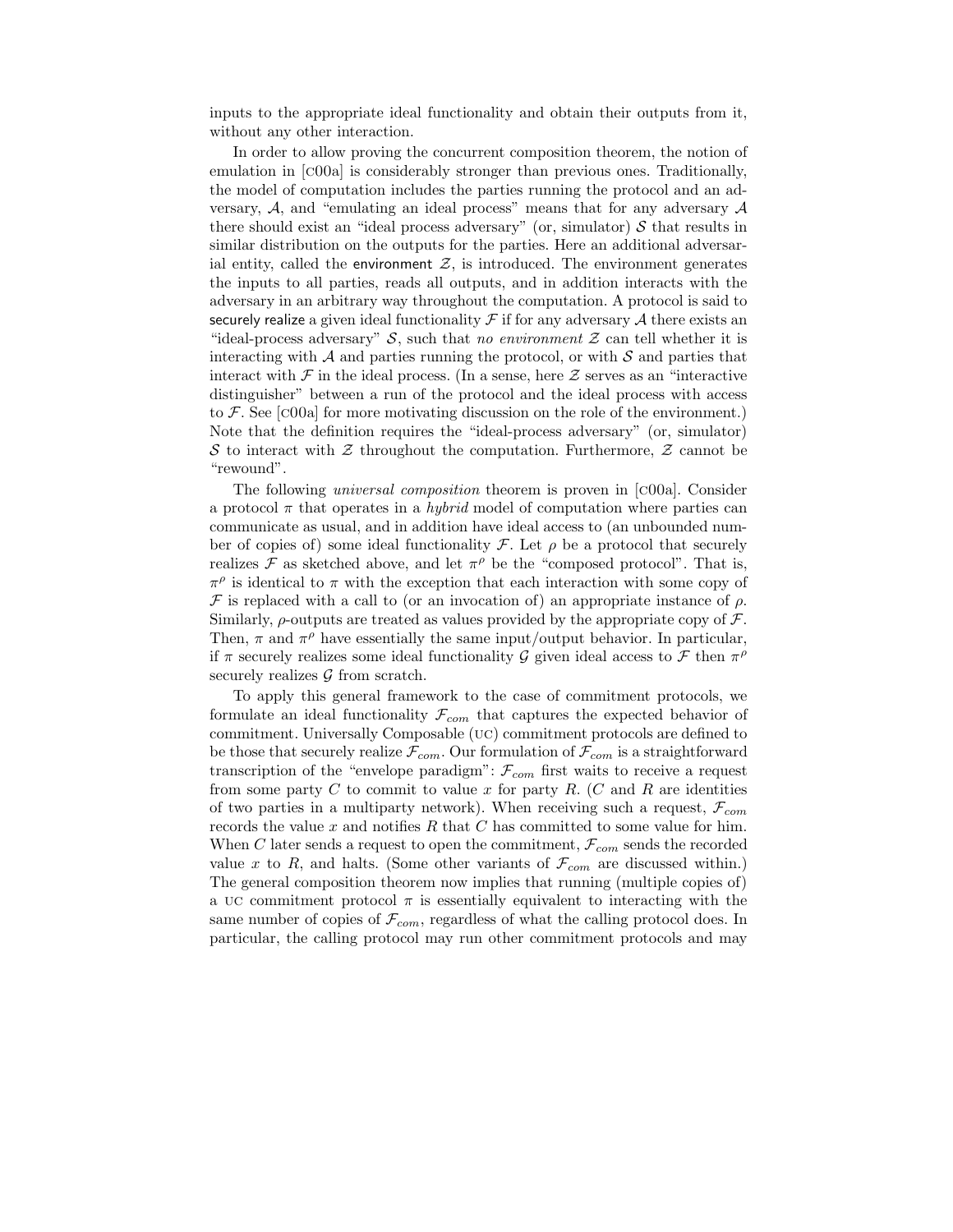inputs to the appropriate ideal functionality and obtain their outputs from it, without any other interaction.

In order to allow proving the concurrent composition theorem, the notion of emulation in [C00a] is considerably stronger than previous ones. Traditionally, the model of computation includes the parties running the protocol and an adversary, $\mathcal{A}$, and "emulating an ideal process" means that for any adversary $\mathcal{A}$ there should exist an "ideal process adversary" (or, simulator) $\mathcal{S}$ that results in similar distribution on the outputs for the parties. Here an additional adversarial entity, called the environment $\mathcal{Z}$, is introduced. The environment generates the inputs to all parties, reads all outputs, and in addition interacts with the adversary in an arbitrary way throughout the computation. A protocol is said to securely realize a given ideal functionality $\mathcal{F}$ if for any adversary $\mathcal{A}$ there exists an "ideal-process adversary" $\mathcal{S}$, such that *no environment* $\mathcal{Z}$ can tell whether it is interacting with $\mathcal{A}$ and parties running the protocol, or with $\mathcal{S}$ and parties that interact with $\mathcal{F}$ in the ideal process. (In a sense, here $\mathcal{Z}$ serves as an "interactive distinguisher" between a run of the protocol and the ideal process with access to $\mathcal{F}$. See [C00a] for more motivating discussion on the role of the environment.) Note that the definition requires the "ideal-process adversary" (or, simulator) $\mathcal{S}$ to interact with $\mathcal{Z}$ throughout the computation. Furthermore, $\mathcal{Z}$ cannot be "rewound".

The following *universal composition* theorem is proven in [C00a]. Consider a protocol $\pi$ that operates in a *hybrid* model of computation where parties can communicate as usual, and in addition have ideal access to (an unbounded number of copies of) some ideal functionality $\mathcal{F}$. Let $\rho$ be a protocol that securely realizes $\mathcal{F}$ as sketched above, and let $\pi^\rho$ be the "composed protocol". That is, $\pi^\rho$ is identical to $\pi$ with the exception that each interaction with some copy of $\mathcal{F}$ is replaced with a call to (or an invocation of) an appropriate instance of $\rho$. Similarly, $\rho$-outputs are treated as values provided by the appropriate copy of $\mathcal{F}$. Then, $\pi$ and $\pi^\rho$ have essentially the same input/output behavior. In particular, if $\pi$ securely realizes some ideal functionality $\mathcal{G}$ given ideal access to $\mathcal{F}$ then $\pi^\rho$ securely realizes $\mathcal{G}$ from scratch.

To apply this general framework to the case of commitment protocols, we formulate an ideal functionality $\mathcal{F}_{com}$ that captures the expected behavior of commitment. Universally Composable (UC) commitment protocols are defined to be those that securely realize $\mathcal{F}_{com}$. Our formulation of $\mathcal{F}_{com}$ is a straightforward transcription of the "envelope paradigm": $\mathcal{F}_{com}$ first waits to receive a request from some party $C$ to commit to value $x$ for party $R$. ($C$ and $R$ are identities of two parties in a multiparty network). When receiving such a request, $\mathcal{F}_{com}$ records the value $x$ and notifies $R$ that $C$ has committed to some value for him. When $C$ later sends a request to open the commitment, $\mathcal{F}_{com}$ sends the recorded value $x$ to $R$, and halts. (Some other variants of $\mathcal{F}_{com}$ are discussed within.) The general composition theorem now implies that running (multiple copies of) a UC commitment protocol $\pi$ is essentially equivalent to interacting with the same number of copies of $\mathcal{F}_{com}$, regardless of what the calling protocol does. In particular, the calling protocol may run other commitment protocols and may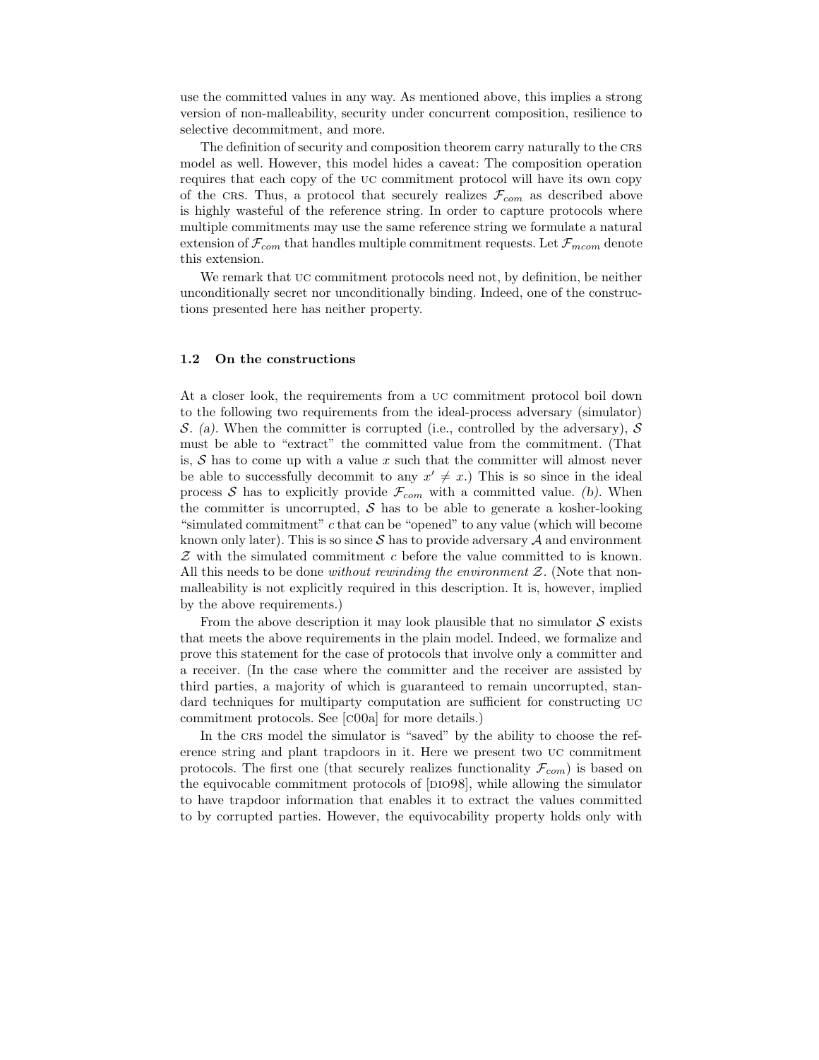use the committed values in any way. As mentioned above, this implies a strong version of non-malleability, security under concurrent composition, resilience to selective decommitment, and more.

The definition of security and composition theorem carry naturally to the CRS model as well. However, this model hides a caveat: The composition operation requires that each copy of the UC commitment protocol will have its own copy of the CRS. Thus, a protocol that securely realizes $\mathcal{F}_{com}$ as described above is highly wasteful of the reference string. In order to capture protocols where multiple commitments may use the same reference string we formulate a natural extension of $\mathcal{F}_{com}$ that handles multiple commitment requests. Let $\mathcal{F}_{mcom}$ denote this extension.

We remark that UC commitment protocols need not, by definition, be neither unconditionally secret nor unconditionally binding. Indeed, one of the constructions presented here has neither property.

### 1.2 On the constructions

At a closer look, the requirements from a UC commitment protocol boil down to the following two requirements from the ideal-process adversary (simulator) $\mathcal{S}$. *(a)*. When the committer is corrupted (i.e., controlled by the adversary), $\mathcal{S}$ must be able to "extract" the committed value from the commitment. (That is, $\mathcal{S}$ has to come up with a value $x$ such that the committer will almost never be able to successfully decommit to any $x' \neq x$.) This is so since in the ideal process $\mathcal{S}$ has to explicitly provide $\mathcal{F}_{com}$ with a committed value. *(b)*. When the committer is uncorrupted, $\mathcal{S}$ has to be able to generate a kosher-looking "simulated commitment" $c$ that can be "opened" to any value (which will become known only later). This is so since $\mathcal{S}$ has to provide adversary $\mathcal{A}$ and environment $\mathcal{Z}$ with the simulated commitment $c$ before the value committed to is known. All this needs to be done *without rewinding the environment $\mathcal{Z}$*. (Note that non-malleability is not explicitly required in this description. It is, however, implied by the above requirements.)

From the above description it may look plausible that no simulator $\mathcal{S}$ exists that meets the above requirements in the plain model. Indeed, we formalize and prove this statement for the case of protocols that involve only a committer and a receiver. (In the case where the committer and the receiver are assisted by third parties, a majority of which is guaranteed to remain uncorrupted, standard techniques for multiparty computation are sufficient for constructing UC commitment protocols. See [C00a] for more details.)

In the CRS model the simulator is "saved" by the ability to choose the reference string and plant trapdoors in it. Here we present two UC commitment protocols. The first one (that securely realizes functionality $\mathcal{F}_{com}$) is based on the equivocable commitment protocols of [DIO98], while allowing the simulator to have trapdoor information that enables it to extract the values committed to by corrupted parties. However, the equivocability property holds only with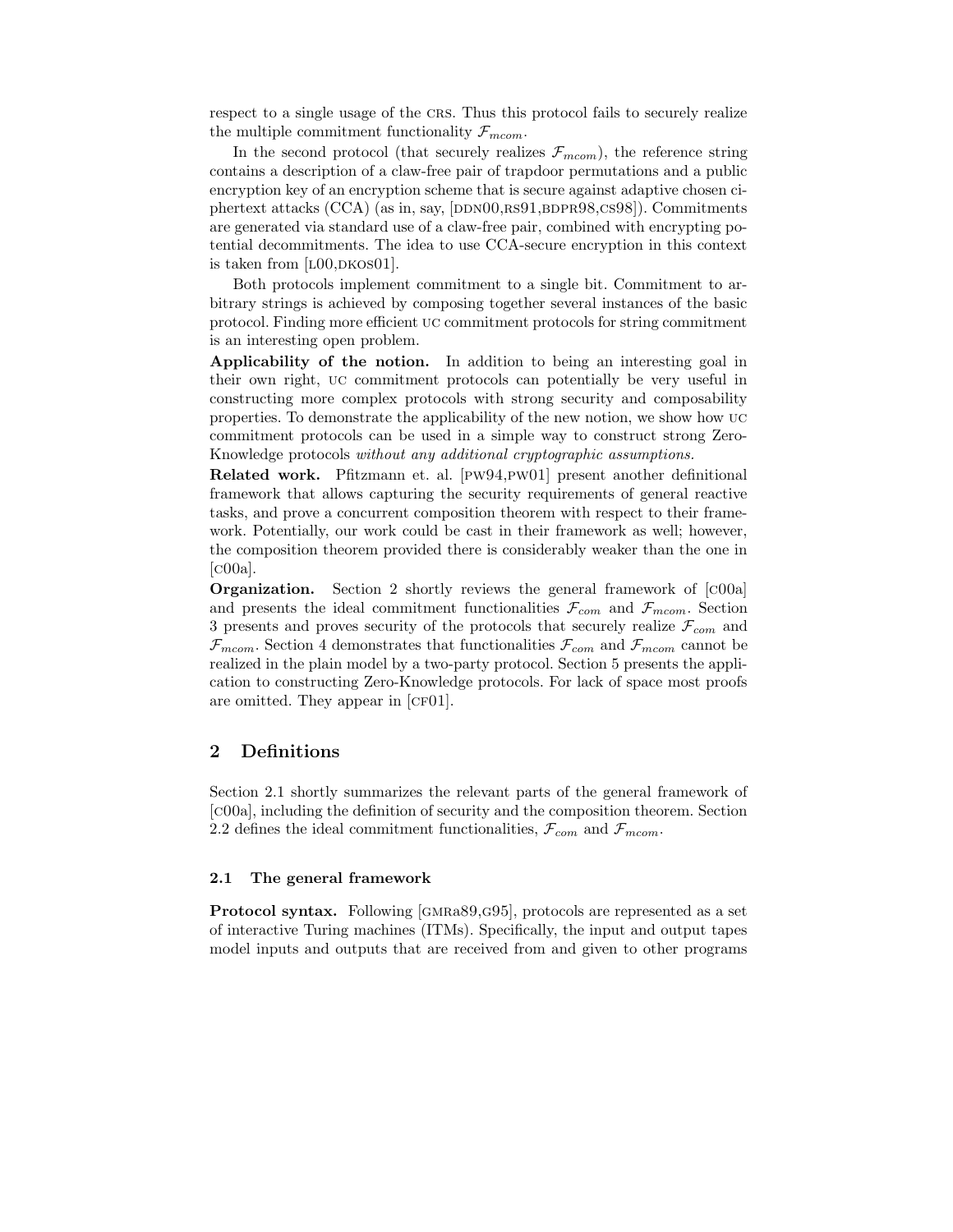respect to a single usage of the CRS. Thus this protocol fails to securely realize the multiple commitment functionality $\mathcal{F}_{mcom}$.

In the second protocol (that securely realizes $\mathcal{F}_{mcom}$), the reference string contains a description of a claw-free pair of trapdoor permutations and a public encryption key of an encryption scheme that is secure against adaptive chosen ciphertext attacks (CCA) (as in, say, [DDN00,RS91,BDPR98,CS98]). Commitments are generated via standard use of a claw-free pair, combined with encrypting potential decommitments. The idea to use CCA-secure encryption in this context is taken from [L00,DKOS01].

Both protocols implement commitment to a single bit. Commitment to arbitrary strings is achieved by composing together several instances of the basic protocol. Finding more efficient UC commitment protocols for string commitment is an interesting open problem.

**Applicability of the notion.** In addition to being an interesting goal in their own right, UC commitment protocols can potentially be very useful in constructing more complex protocols with strong security and composability properties. To demonstrate the applicability of the new notion, we show how UC commitment protocols can be used in a simple way to construct strong Zero-Knowledge protocols *without any additional cryptographic assumptions.*

**Related work.** Pfitzmann et. al. [PW94,PW01] present another definitional framework that allows capturing the security requirements of general reactive tasks, and prove a concurrent composition theorem with respect to their framework. Potentially, our work could be cast in their framework as well; however, the composition theorem provided there is considerably weaker than the one in [C00a].

**Organization.** Section 2 shortly reviews the general framework of [C00a] and presents the ideal commitment functionalities $\mathcal{F}_{com}$ and $\mathcal{F}_{mcom}$. Section 3 presents and proves security of the protocols that securely realize $\mathcal{F}_{com}$ and $\mathcal{F}_{mcom}$. Section 4 demonstrates that functionalities $\mathcal{F}_{com}$ and $\mathcal{F}_{mcom}$ cannot be realized in the plain model by a two-party protocol. Section 5 presents the application to constructing Zero-Knowledge protocols. For lack of space most proofs are omitted. They appear in [CF01].

## 2 Definitions

Section 2.1 shortly summarizes the relevant parts of the general framework of [C00a], including the definition of security and the composition theorem. Section 2.2 defines the ideal commitment functionalities, $\mathcal{F}_{com}$ and $\mathcal{F}_{mcom}$.

### 2.1 The general framework

**Protocol syntax.** Following [GMRA89,G95], protocols are represented as a set of interactive Turing machines (ITMs). Specifically, the input and output tapes model inputs and outputs that are received from and given to other programs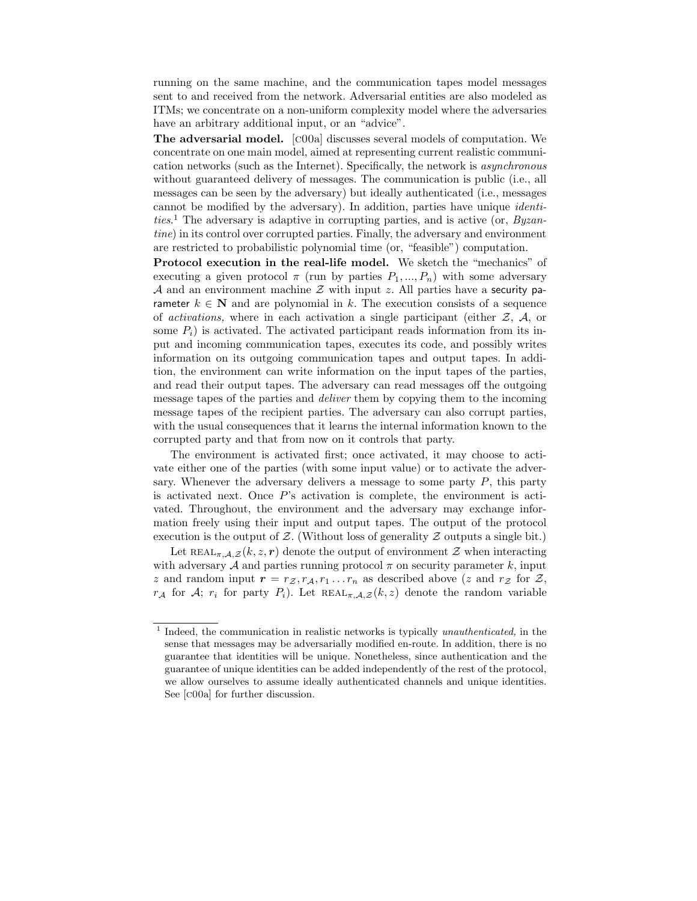running on the same machine, and the communication tapes model messages sent to and received from the network. Adversarial entities are also modeled as ITMs; we concentrate on a non-uniform complexity model where the adversaries have an arbitrary additional input, or an "advice".

**The adversarial model.** [c00a] discusses several models of computation. We concentrate on one main model, aimed at representing current realistic communication networks (such as the Internet). Specifically, the network is *asynchronous* without guaranteed delivery of messages. The communication is public (i.e., all messages can be seen by the adversary) but ideally authenticated (i.e., messages cannot be modified by the adversary). In addition, parties have unique *identities*.[1] The adversary is adaptive in corrupting parties, and is active (or, *Byzantine*) in its control over corrupted parties. Finally, the adversary and environment are restricted to probabilistic polynomial time (or, "feasible") computation.

**Protocol execution in the real-life model.** We sketch the "mechanics" of executing a given protocol $\pi$ (run by parties $P_1, ..., P_n$) with some adversary $\mathcal{A}$ and an environment machine $\mathcal{Z}$ with input $z$. All parties have a security parameter $k \in \mathbf{N}$ and are polynomial in $k$. The execution consists of a sequence of *activations,* where in each activation a single participant (either $\mathcal{Z}$, $\mathcal{A}$, or some $P_i$) is activated. The activated participant reads information from its input and incoming communication tapes, executes its code, and possibly writes information on its outgoing communication tapes and output tapes. In addition, the environment can write information on the input tapes of the parties, and read their output tapes. The adversary can read messages off the outgoing message tapes of the parties and *deliver* them by copying them to the incoming message tapes of the recipient parties. The adversary can also corrupt parties, with the usual consequences that it learns the internal information known to the corrupted party and that from now on it controls that party.

The environment is activated first; once activated, it may choose to activate either one of the parties (with some input value) or to activate the adversary. Whenever the adversary delivers a message to some party $P$, this party is activated next. Once $P$'s activation is complete, the environment is activated. Throughout, the environment and the adversary may exchange information freely using their input and output tapes. The output of the protocol execution is the output of $\mathcal{Z}$. (Without loss of generality $\mathcal{Z}$ outputs a single bit.)

Let $\text{REAL}_{\pi,\mathcal{A},\mathcal{Z}}(k, z, \boldsymbol{r})$ denote the output of environment $\mathcal{Z}$ when interacting with adversary $\mathcal{A}$ and parties running protocol $\pi$ on security parameter $k$, input $z$ and random input $\boldsymbol{r} = r_{\mathcal{Z}}, r_{\mathcal{A}}, r_1 \ldots r_n$ as described above ($z$ and $r_{\mathcal{Z}}$ for $\mathcal{Z}$, $r_{\mathcal{A}}$ for $\mathcal{A}$; $r_i$ for party $P_i$). Let $\text{REAL}_{\pi,\mathcal{A},\mathcal{Z}}(k, z)$ denote the random variable

[1] Indeed, the communication in realistic networks is typically *unauthenticated,* in the sense that messages may be adversarially modified en-route. In addition, there is no guarantee that identities will be unique. Nonetheless, since authentication and the guarantee of unique identities can be added independently of the rest of the protocol, we allow ourselves to assume ideally authenticated channels and unique identities. See [c00a] for further discussion.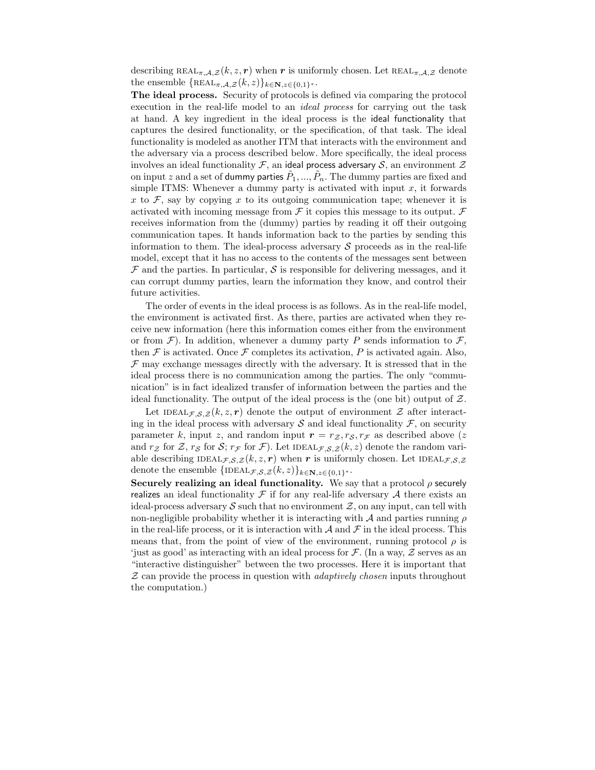describing $\text{REAL}_{\pi,\mathcal{A},\mathcal{Z}}(k, z, \boldsymbol{r})$ when $\boldsymbol{r}$ is uniformly chosen. Let $\text{REAL}_{\pi,\mathcal{A},\mathcal{Z}}$ denote the ensemble $\{\text{REAL}_{\pi,\mathcal{A},\mathcal{Z}}(k, z)\}_{k\in\mathbf{N},z\in\{0,1\}^*}$.

**The ideal process.** Security of protocols is defined via comparing the protocol execution in the real-life model to an *ideal process* for carrying out the task at hand. A key ingredient in the ideal process is the ideal functionality that captures the desired functionality, or the specification, of that task. The ideal functionality is modeled as another ITM that interacts with the environment and the adversary via a process described below. More specifically, the ideal process involves an ideal functionality $\mathcal{F}$, an ideal process adversary $\mathcal{S}$, an environment $\mathcal{Z}$ on input $z$ and a set of dummy parties $\tilde{P}_1, ..., \tilde{P}_n$. The dummy parties are fixed and simple ITMS: Whenever a dummy party is activated with input $x$, it forwards $x$ to $\mathcal{F}$, say by copying $x$ to its outgoing communication tape; whenever it is activated with incoming message from $\mathcal{F}$ it copies this message to its output. $\mathcal{F}$ receives information from the (dummy) parties by reading it off their outgoing communication tapes. It hands information back to the parties by sending this information to them. The ideal-process adversary $\mathcal{S}$ proceeds as in the real-life model, except that it has no access to the contents of the messages sent between $\mathcal{F}$ and the parties. In particular, $\mathcal{S}$ is responsible for delivering messages, and it can corrupt dummy parties, learn the information they know, and control their future activities.

The order of events in the ideal process is as follows. As in the real-life model, the environment is activated first. As there, parties are activated when they receive new information (here this information comes either from the environment or from $\mathcal{F}$). In addition, whenever a dummy party $P$ sends information to $\mathcal{F}$, then $\mathcal{F}$ is activated. Once $\mathcal{F}$ completes its activation, $P$ is activated again. Also, $\mathcal{F}$ may exchange messages directly with the adversary. It is stressed that in the ideal process there is no communication among the parties. The only "communication" is in fact idealized transfer of information between the parties and the ideal functionality. The output of the ideal process is the (one bit) output of $\mathcal{Z}$.

Let $\text{IDEAL}_{\mathcal{F},\mathcal{S},\mathcal{Z}}(k, z, \boldsymbol{r})$ denote the output of environment $\mathcal{Z}$ after interacting in the ideal process with adversary $\mathcal{S}$ and ideal functionality $\mathcal{F}$, on security parameter $k$, input $z$, and random input $\boldsymbol{r} = r_{\mathcal{Z}}, r_{\mathcal{S}}, r_{\mathcal{F}}$ as described above ($z$ and $r_{\mathcal{Z}}$ for $\mathcal{Z}$, $r_{\mathcal{S}}$ for $\mathcal{S}$; $r_{\mathcal{F}}$ for $\mathcal{F}$). Let $\text{IDEAL}_{\mathcal{F},\mathcal{S},\mathcal{Z}}(k, z)$ denote the random variable describing $\text{IDEAL}_{\mathcal{F},\mathcal{S},\mathcal{Z}}(k, z, \boldsymbol{r})$ when $\boldsymbol{r}$ is uniformly chosen. Let $\text{IDEAL}_{\mathcal{F},\mathcal{S},\mathcal{Z}}$ denote the ensemble $\{\text{IDEAL}_{\mathcal{F},\mathcal{S},\mathcal{Z}}(k, z)\}_{k\in\mathbf{N},z\in\{0,1\}^*}$.

**Securely realizing an ideal functionality.** We say that a protocol $\rho$ securely realizes an ideal functionality $\mathcal{F}$ if for any real-life adversary $\mathcal{A}$ there exists an ideal-process adversary $\mathcal{S}$ such that no environment $\mathcal{Z}$, on any input, can tell with non-negligible probability whether it is interacting with $\mathcal{A}$ and parties running $\rho$ in the real-life process, or it is interaction with $\mathcal{A}$ and $\mathcal{F}$ in the ideal process. This means that, from the point of view of the environment, running protocol $\rho$ is 'just as good' as interacting with an ideal process for $\mathcal{F}$. (In a way, $\mathcal{Z}$ serves as an "interactive distinguisher" between the two processes. Here it is important that $\mathcal{Z}$ can provide the process in question with *adaptively chosen* inputs throughout the computation.)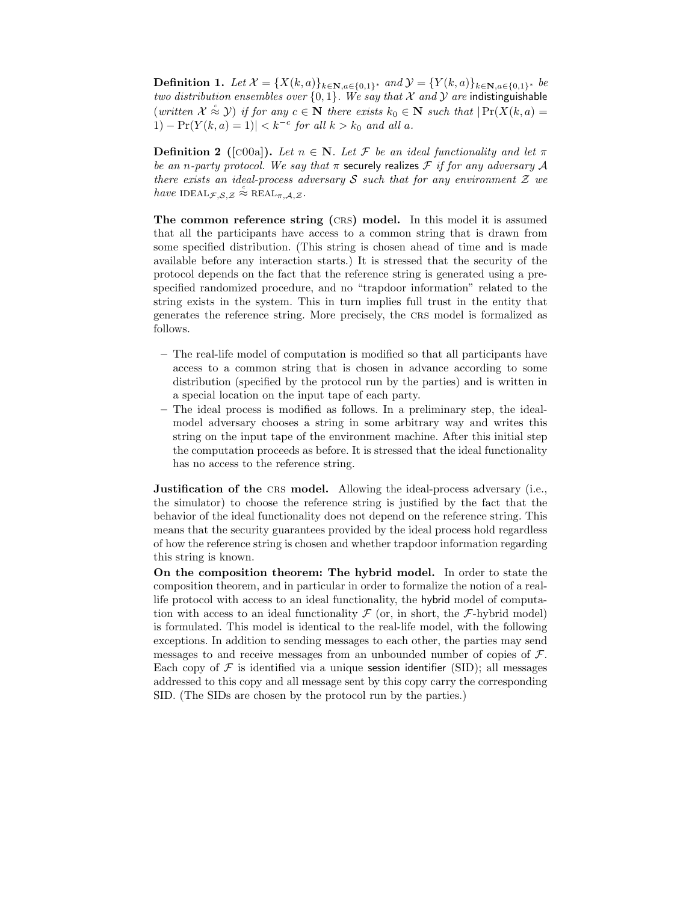**Definition 1.** *Let $\mathcal{X} = \{X(k,a)\}_{k \in \mathbf{N}, a \in \{0,1\}^*}$ and $\mathcal{Y} = \{Y(k,a)\}_{k \in \mathbf{N}, a \in \{0,1\}^*}$ be two distribution ensembles over $\{0,1\}$. We say that $\mathcal{X}$ and $\mathcal{Y}$ are* indistinguishable *(written $\mathcal{X} \overset{c}{\approx} \mathcal{Y}$) if for any $c \in \mathbf{N}$ there exists $k_0 \in \mathbf{N}$ such that $|\Pr(X(k,a) = 1) - \Pr(Y(k,a) = 1)| < k^{-c}$ for all $k > k_0$ and all $a$.*

**Definition 2 ([c00a]).** *Let $n \in \mathbf{N}$. Let $\mathcal{F}$ be an ideal functionality and let $\pi$ be an $n$-party protocol. We say that $\pi$* securely realizes *$\mathcal{F}$ if for any adversary $\mathcal{A}$ there exists an ideal-process adversary $\mathcal{S}$ such that for any environment $\mathcal{Z}$ we have $\text{IDEAL}_{\mathcal{F},\mathcal{S},\mathcal{Z}} \overset{c}{\approx} \text{REAL}_{\pi,\mathcal{A},\mathcal{Z}}$.*

**The common reference string (CRS) model.** In this model it is assumed that all the participants have access to a common string that is drawn from some specified distribution. (This string is chosen ahead of time and is made available before any interaction starts.) It is stressed that the security of the protocol depends on the fact that the reference string is generated using a pre-specified randomized procedure, and no "trapdoor information" related to the string exists in the system. This in turn implies full trust in the entity that generates the reference string. More precisely, the CRS model is formalized as follows.

- The real-life model of computation is modified so that all participants have access to a common string that is chosen in advance according to some distribution (specified by the protocol run by the parties) and is written in a special location on the input tape of each party.
- The ideal process is modified as follows. In a preliminary step, the ideal-model adversary chooses a string in some arbitrary way and writes this string on the input tape of the environment machine. After this initial step the computation proceeds as before. It is stressed that the ideal functionality has no access to the reference string.

**Justification of the CRS model.** Allowing the ideal-process adversary (i.e., the simulator) to choose the reference string is justified by the fact that the behavior of the ideal functionality does not depend on the reference string. This means that the security guarantees provided by the ideal process hold regardless of how the reference string is chosen and whether trapdoor information regarding this string is known.

**On the composition theorem: The hybrid model.** In order to state the composition theorem, and in particular in order to formalize the notion of a real-life protocol with access to an ideal functionality, the hybrid model of computation with access to an ideal functionality $\mathcal{F}$ (or, in short, the $\mathcal{F}$-hybrid model) is formulated. This model is identical to the real-life model, with the following exceptions. In addition to sending messages to each other, the parties may send messages to and receive messages from an unbounded number of copies of $\mathcal{F}$. Each copy of $\mathcal{F}$ is identified via a unique session identifier (SID); all messages addressed to this copy and all message sent by this copy carry the corresponding SID. (The SIDs are chosen by the protocol run by the parties.)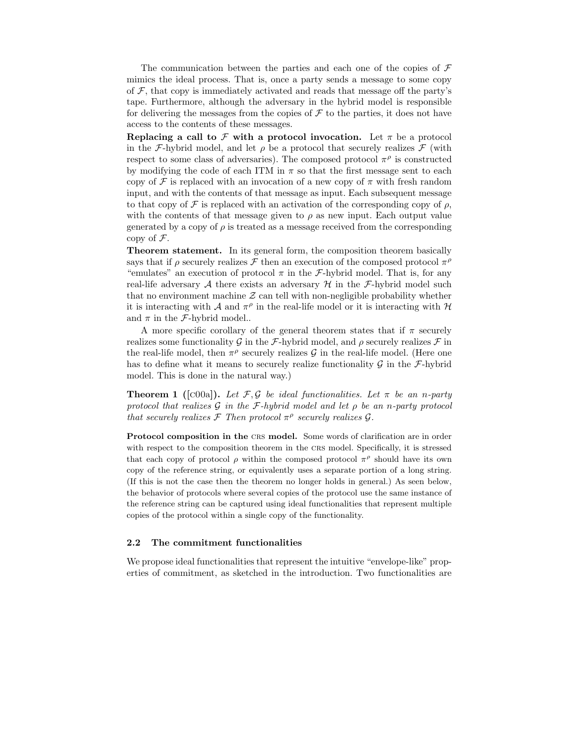The communication between the parties and each one of the copies of $\mathcal{F}$ mimics the ideal process. That is, once a party sends a message to some copy of $\mathcal{F}$, that copy is immediately activated and reads that message off the party's tape. Furthermore, although the adversary in the hybrid model is responsible for delivering the messages from the copies of $\mathcal{F}$ to the parties, it does not have access to the contents of these messages.

**Replacing a call to $\mathcal{F}$ with a protocol invocation.** Let $\pi$ be a protocol in the $\mathcal{F}$-hybrid model, and let $\rho$ be a protocol that securely realizes $\mathcal{F}$ (with respect to some class of adversaries). The composed protocol $\pi^\rho$ is constructed by modifying the code of each ITM in $\pi$ so that the first message sent to each copy of $\mathcal{F}$ is replaced with an invocation of a new copy of $\pi$ with fresh random input, and with the contents of that message as input. Each subsequent message to that copy of $\mathcal{F}$ is replaced with an activation of the corresponding copy of $\rho$, with the contents of that message given to $\rho$ as new input. Each output value generated by a copy of $\rho$ is treated as a message received from the corresponding copy of $\mathcal{F}$.

**Theorem statement.** In its general form, the composition theorem basically says that if $\rho$ securely realizes $\mathcal{F}$ then an execution of the composed protocol $\pi^\rho$ "emulates" an execution of protocol $\pi$ in the $\mathcal{F}$-hybrid model. That is, for any real-life adversary $\mathcal{A}$ there exists an adversary $\mathcal{H}$ in the $\mathcal{F}$-hybrid model such that no environment machine $\mathcal{Z}$ can tell with non-negligible probability whether it is interacting with $\mathcal{A}$ and $\pi^\rho$ in the real-life model or it is interacting with $\mathcal{H}$ and $\pi$ in the $\mathcal{F}$-hybrid model..

A more specific corollary of the general theorem states that if $\pi$ securely realizes some functionality $\mathcal{G}$ in the $\mathcal{F}$-hybrid model, and $\rho$ securely realizes $\mathcal{F}$ in the real-life model, then $\pi^\rho$ securely realizes $\mathcal{G}$ in the real-life model. (Here one has to define what it means to securely realize functionality $\mathcal{G}$ in the $\mathcal{F}$-hybrid model. This is done in the natural way.)

**Theorem 1 ([c00a]).** *Let $\mathcal{F}, \mathcal{G}$ be ideal functionalities. Let $\pi$ be an $n$-party protocol that realizes $\mathcal{G}$ in the $\mathcal{F}$-hybrid model and let $\rho$ be an $n$-party protocol that securely realizes $\mathcal{F}$ Then protocol $\pi^\rho$ securely realizes $\mathcal{G}$.*

**Protocol composition in the CRS model.** Some words of clarification are in order with respect to the composition theorem in the CRS model. Specifically, it is stressed that each copy of protocol $\rho$ within the composed protocol $\pi^\rho$ should have its own copy of the reference string, or equivalently uses a separate portion of a long string. (If this is not the case then the theorem no longer holds in general.) As seen below, the behavior of protocols where several copies of the protocol use the same instance of the reference string can be captured using ideal functionalities that represent multiple copies of the protocol within a single copy of the functionality.

### 2.2 The commitment functionalities

We propose ideal functionalities that represent the intuitive "envelope-like" properties of commitment, as sketched in the introduction. Two functionalities are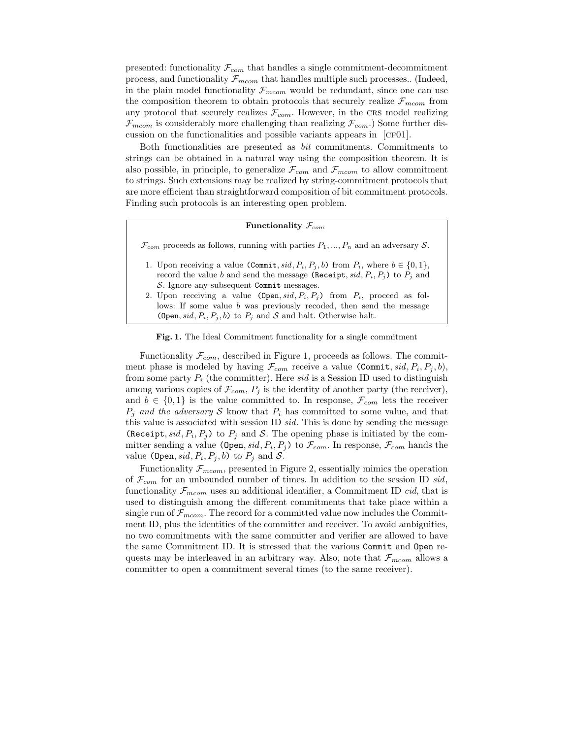presented: functionality $\mathcal{F}_{com}$ that handles a single commitment-decommitment process, and functionality $\mathcal{F}_{mcom}$ that handles multiple such processes.. (Indeed, in the plain model functionality $\mathcal{F}_{mcom}$ would be redundant, since one can use the composition theorem to obtain protocols that securely realize $\mathcal{F}_{mcom}$ from any protocol that securely realizes $\mathcal{F}_{com}$. However, in the CRS model realizing $\mathcal{F}_{mcom}$ is considerably more challenging than realizing $\mathcal{F}_{com}$.) Some further discussion on the functionalities and possible variants appears in [CF01].

Both functionalities are presented as *bit* commitments. Commitments to strings can be obtained in a natural way using the composition theorem. It is also possible, in principle, to generalize $\mathcal{F}_{com}$ and $\mathcal{F}_{mcom}$ to allow commitment to strings. Such extensions may be realized by string-commitment protocols that are more efficient than straightforward composition of bit commitment protocols. Finding such protocols is an interesting open problem.

**Functionality $\mathcal{F}_{com}$**

$\mathcal{F}_{com}$ proceeds as follows, running with parties $P_1, ..., P_n$ and an adversary $\mathcal{S}$.

1. Upon receiving a value (Commit, $sid, P_i, P_j, b$) from $P_i$, where $b \in \{0, 1\}$, record the value $b$ and send the message (Receipt, $sid, P_i, P_j$) to $P_j$ and $\mathcal{S}$. Ignore any subsequent Commit messages.
2. Upon receiving a value (Open, $sid, P_i, P_j$) from $P_i$, proceed as follows: If some value $b$ was previously recoded, then send the message (Open, $sid, P_i, P_j, b$) to $P_j$ and $\mathcal{S}$ and halt. Otherwise halt.

**Fig. 1.** The Ideal Commitment functionality for a single commitment

Functionality $\mathcal{F}_{com}$, described in Figure 1, proceeds as follows. The commitment phase is modeled by having $\mathcal{F}_{com}$ receive a value (Commit, $sid, P_i, P_j, b$), from some party $P_i$ (the committer). Here $sid$ is a Session ID used to distinguish among various copies of $\mathcal{F}_{com}$, $P_j$ is the identity of another party (the receiver), and $b \in \{0, 1\}$ is the value committed to. In response, $\mathcal{F}_{com}$ lets the receiver $P_j$ *and the adversary* $\mathcal{S}$ know that $P_i$ has committed to some value, and that this value is associated with session ID $sid$. This is done by sending the message (Receipt, $sid, P_i, P_j$) to $P_j$ and $\mathcal{S}$. The opening phase is initiated by the committer sending a value (Open, $sid, P_i, P_j$) to $\mathcal{F}_{com}$. In response, $\mathcal{F}_{com}$ hands the value (Open, $sid, P_i, P_j, b$) to $P_j$ and $\mathcal{S}$.

Functionality $\mathcal{F}_{mcom}$, presented in Figure 2, essentially mimics the operation of $\mathcal{F}_{com}$ for an unbounded number of times. In addition to the session ID $sid$, functionality $\mathcal{F}_{mcom}$ uses an additional identifier, a Commitment ID $cid$, that is used to distinguish among the different commitments that take place within a single run of $\mathcal{F}_{mcom}$. The record for a committed value now includes the Commitment ID, plus the identities of the committer and receiver. To avoid ambiguities, no two commitments with the same committer and verifier are allowed to have the same Commitment ID. It is stressed that the various Commit and Open requests may be interleaved in an arbitrary way. Also, note that $\mathcal{F}_{mcom}$ allows a committer to open a commitment several times (to the same receiver).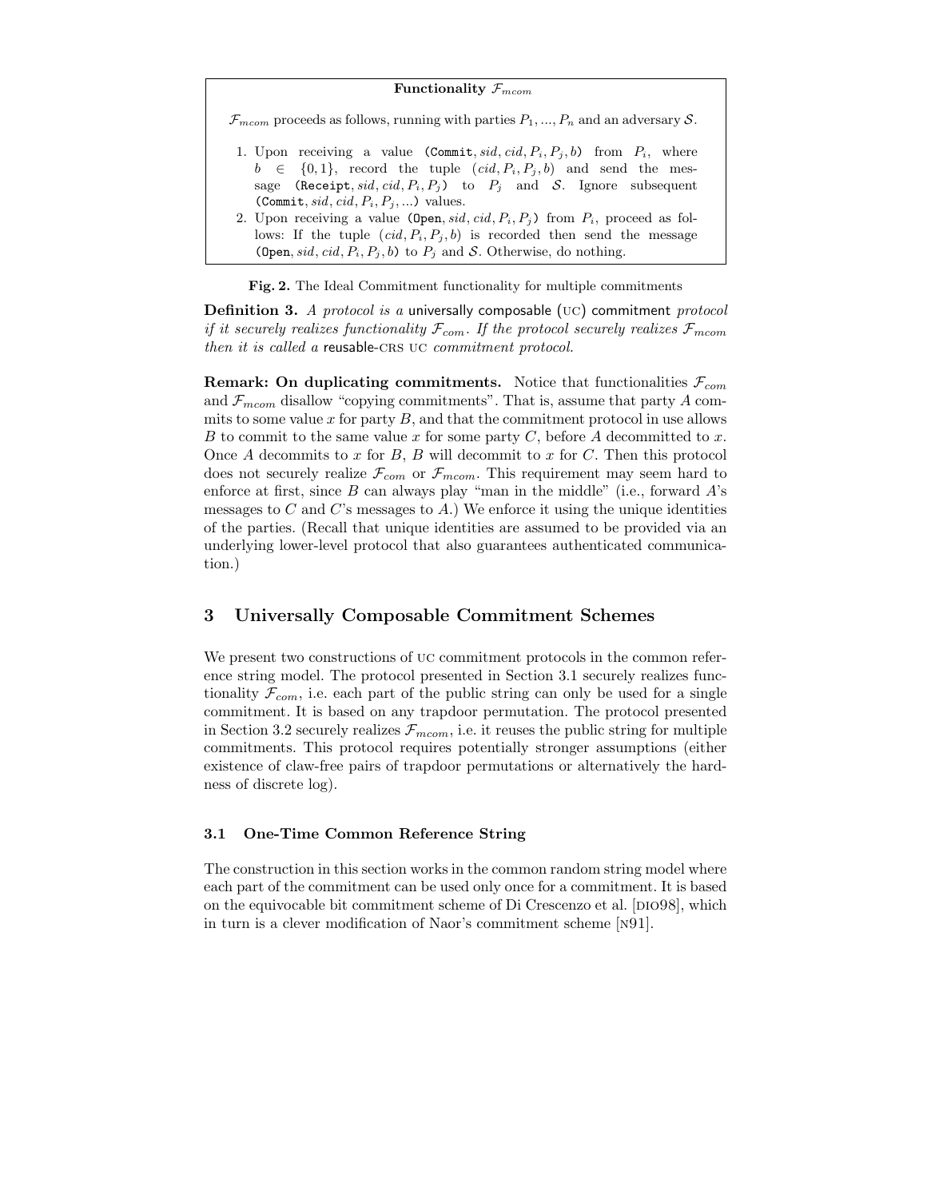**Functionality $\mathcal{F}_{mcom}$**

$\mathcal{F}_{mcom}$ proceeds as follows, running with parties $P_1, ..., P_n$ and an adversary $\mathcal{S}$.

1. Upon receiving a value $(\texttt{Commit}, sid, cid, P_i, P_j, b)$ from $P_i$, where $b \in \{0,1\}$, record the tuple $(cid, P_i, P_j, b)$ and send the message $(\texttt{Receipt}, sid, cid, P_i, P_j)$ to $P_j$ and $\mathcal{S}$. Ignore subsequent $(\texttt{Commit}, sid, cid, P_i, P_j, ...)$ values.
2. Upon receiving a value $(\texttt{Open}, sid, cid, P_i, P_j)$ from $P_i$, proceed as follows: If the tuple $(cid, P_i, P_j, b)$ is recorded then send the message $(\texttt{Open}, sid, cid, P_i, P_j, b)$ to $P_j$ and $\mathcal{S}$. Otherwise, do nothing.

**Fig. 2.** The Ideal Commitment functionality for multiple commitments

**Definition 3.** *A protocol is a* universally composable (UC) commitment *protocol if it securely realizes functionality $\mathcal{F}_{com}$. If the protocol securely realizes $\mathcal{F}_{mcom}$ then it is called a* reusable-CRS UC *commitment protocol.*

**Remark: On duplicating commitments.** Notice that functionalities $\mathcal{F}_{com}$ and $\mathcal{F}_{mcom}$ disallow "copying commitments". That is, assume that party $A$ commits to some value $x$ for party $B$, and that the commitment protocol in use allows $B$ to commit to the same value $x$ for some party $C$, before $A$ decommitted to $x$. Once $A$ decommits to $x$ for $B$, $B$ will decommit to $x$ for $C$. Then this protocol does not securely realize $\mathcal{F}_{com}$ or $\mathcal{F}_{mcom}$. This requirement may seem hard to enforce at first, since $B$ can always play "man in the middle" (i.e., forward $A$'s messages to $C$ and $C$'s messages to $A$.) We enforce it using the unique identities of the parties. (Recall that unique identities are assumed to be provided via an underlying lower-level protocol that also guarantees authenticated communication.)

## 3 Universally Composable Commitment Schemes

We present two constructions of UC commitment protocols in the common reference string model. The protocol presented in Section 3.1 securely realizes functionality $\mathcal{F}_{com}$, i.e. each part of the public string can only be used for a single commitment. It is based on any trapdoor permutation. The protocol presented in Section 3.2 securely realizes $\mathcal{F}_{mcom}$, i.e. it reuses the public string for multiple commitments. This protocol requires potentially stronger assumptions (either existence of claw-free pairs of trapdoor permutations or alternatively the hardness of discrete log).

### 3.1 One-Time Common Reference String

The construction in this section works in the common random string model where each part of the commitment can be used only once for a commitment. It is based on the equivocable bit commitment scheme of Di Crescenzo et al. [DIO98], which in turn is a clever modification of Naor's commitment scheme [N91].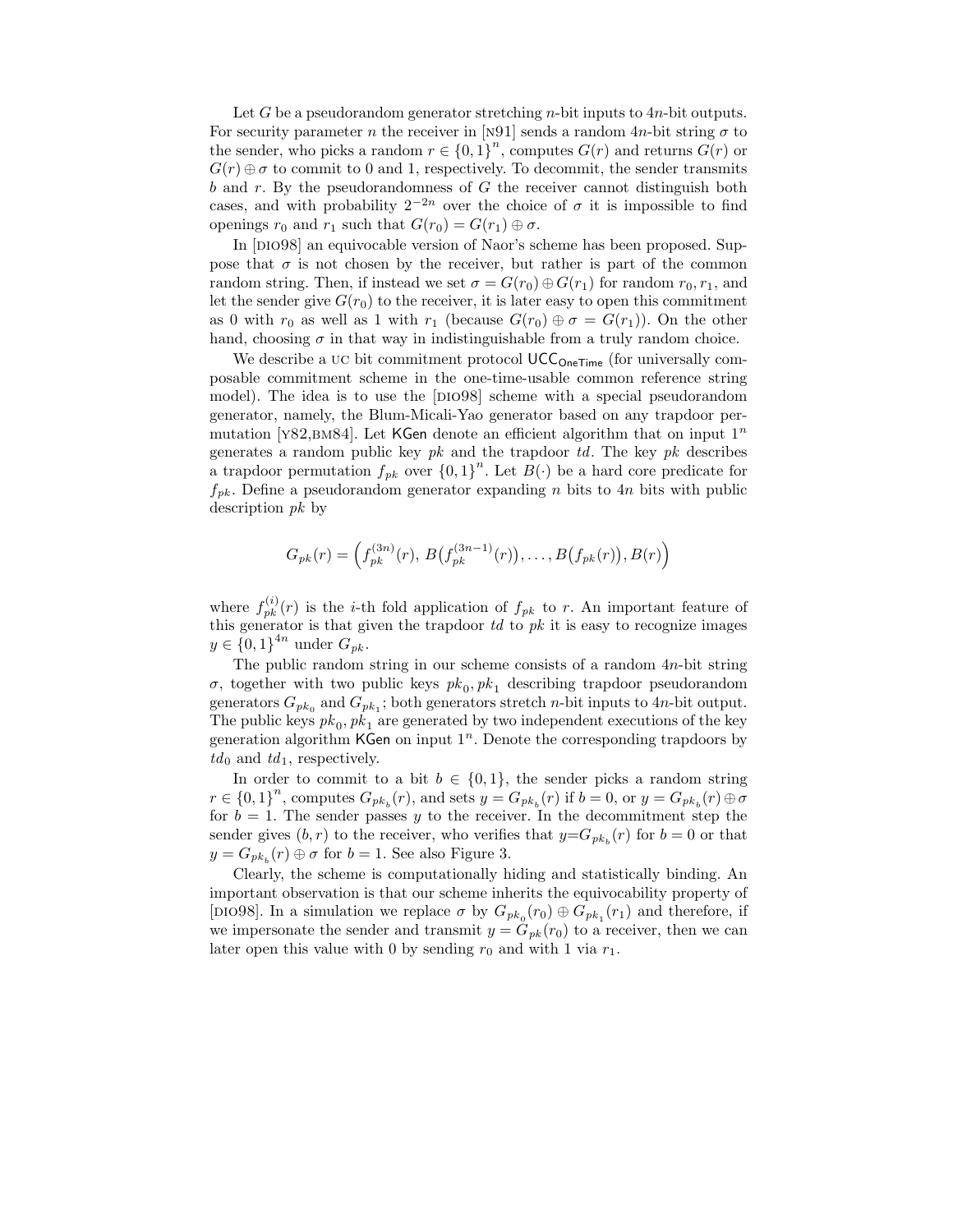Let $G$ be a pseudorandom generator stretching $n$-bit inputs to $4n$-bit outputs. For security parameter $n$ the receiver in [N91] sends a random $4n$-bit string $\sigma$ to the sender, who picks a random $r \in \{0,1\}^n$, computes $G(r)$ and returns $G(r)$ or $G(r) \oplus \sigma$ to commit to 0 and 1, respectively. To decommit, the sender transmits $b$ and $r$. By the pseudorandomness of $G$ the receiver cannot distinguish both cases, and with probability $2^{-2n}$ over the choice of $\sigma$ it is impossible to find openings $r_0$ and $r_1$ such that $G(r_0) = G(r_1) \oplus \sigma$.

In [DIO98] an equivocable version of Naor's scheme has been proposed. Suppose that $\sigma$ is not chosen by the receiver, but rather is part of the common random string. Then, if instead we set $\sigma = G(r_0) \oplus G(r_1)$ for random $r_0, r_1$, and let the sender give $G(r_0)$ to the receiver, it is later easy to open this commitment as 0 with $r_0$ as well as 1 with $r_1$ (because $G(r_0) \oplus \sigma = G(r_1)$). On the other hand, choosing $\sigma$ in that way in indistinguishable from a truly random choice.

We describe a UC bit commitment protocol $\mathsf{UCC}_{\mathsf{OneTime}}$ (for universally composable commitment scheme in the one-time-usable common reference string model). The idea is to use the [DIO98] scheme with a special pseudorandom generator, namely, the Blum-Micali-Yao generator based on any trapdoor permutation [Y82,BM84]. Let $\mathsf{KGen}$ denote an efficient algorithm that on input $1^n$ generates a random public key $pk$ and the trapdoor $td$. The key $pk$ describes a trapdoor permutation $f_{pk}$ over $\{0,1\}^n$. Let $B(\cdot)$ be a hard core predicate for $f_{pk}$. Define a pseudorandom generator expanding $n$ bits to $4n$ bits with public description $pk$ by

$$G_{pk}(r) = \Big(f_{pk}^{(3n)}(r),\, B\big(f_{pk}^{(3n-1)}(r)\big), \ldots, B\big(f_{pk}(r)\big), B(r)\Big)$$

where $f_{pk}^{(i)}(r)$ is the $i$-th fold application of $f_{pk}$ to $r$. An important feature of this generator is that given the trapdoor $td$ to $pk$ it is easy to recognize images $y \in \{0,1\}^{4n}$ under $G_{pk}$.

The public random string in our scheme consists of a random $4n$-bit string $\sigma$, together with two public keys $pk_0, pk_1$ describing trapdoor pseudorandom generators $G_{pk_0}$ and $G_{pk_1}$; both generators stretch $n$-bit inputs to $4n$-bit output. The public keys $pk_0, pk_1$ are generated by two independent executions of the key generation algorithm $\mathsf{KGen}$ on input $1^n$. Denote the corresponding trapdoors by $td_0$ and $td_1$, respectively.

In order to commit to a bit $b \in \{0,1\}$, the sender picks a random string $r \in \{0,1\}^n$, computes $G_{pk_b}(r)$, and sets $y = G_{pk_b}(r)$ if $b = 0$, or $y = G_{pk_b}(r) \oplus \sigma$ for $b = 1$. The sender passes $y$ to the receiver. In the decommitment step the sender gives $(b, r)$ to the receiver, who verifies that $y = G_{pk_b}(r)$ for $b = 0$ or that $y = G_{pk_b}(r) \oplus \sigma$ for $b = 1$. See also Figure 3.

Clearly, the scheme is computationally hiding and statistically binding. An important observation is that our scheme inherits the equivocability property of [DIO98]. In a simulation we replace $\sigma$ by $G_{pk_0}(r_0) \oplus G_{pk_1}(r_1)$ and therefore, if we impersonate the sender and transmit $y = G_{pk}(r_0)$ to a receiver, then we can later open this value with 0 by sending $r_0$ and with 1 via $r_1$.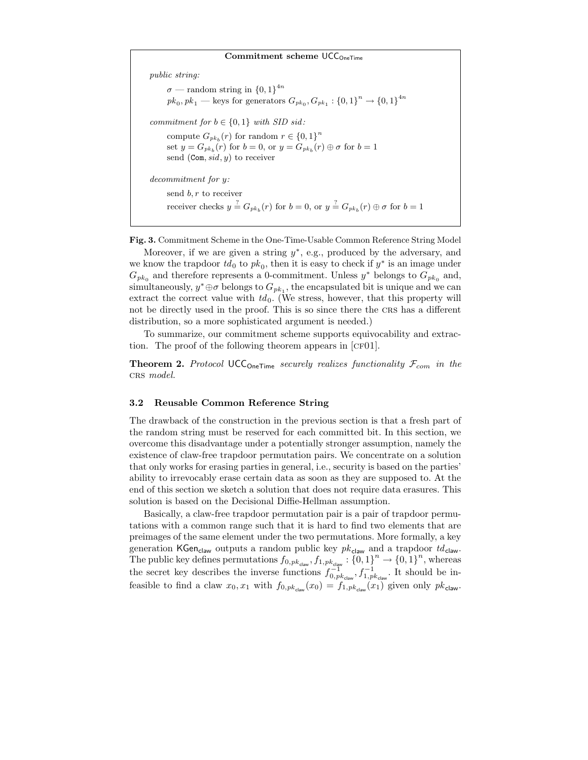**Commitment scheme $\mathsf{UCC}_{\mathsf{OneTime}}$**

*public string:*

> $\sigma$ — random string in $\{0,1\}^{4n}$
>
> $pk_0, pk_1$ — keys for generators $G_{pk_0}, G_{pk_1} : \{0,1\}^n \to \{0,1\}^{4n}$

*commitment for $b \in \{0,1\}$ with SID $sid$:*

> compute $G_{pk_b}(r)$ for random $r \in \{0,1\}^n$
>
> set $y = G_{pk_b}(r)$ for $b = 0$, or $y = G_{pk_b}(r) \oplus \sigma$ for $b = 1$
>
> send $(\mathtt{Com}, sid, y)$ to receiver

*decommitment for $y$:*

> send $b, r$ to receiver
>
> receiver checks $y \stackrel{?}{=} G_{pk_b}(r)$ for $b = 0$, or $y \stackrel{?}{=} G_{pk_b}(r) \oplus \sigma$ for $b = 1$

**Fig. 3.** Commitment Scheme in the One-Time-Usable Common Reference String Model

Moreover, if we are given a string $y^*$, e.g., produced by the adversary, and we know the trapdoor $td_0$ to $pk_0$, then it is easy to check if $y^*$ is an image under $G_{pk_0}$ and therefore represents a 0-commitment. Unless $y^*$ belongs to $G_{pk_0}$ and, simultaneously, $y^* \oplus \sigma$ belongs to $G_{pk_1}$, the encapsulated bit is unique and we can extract the correct value with $td_0$. (We stress, however, that this property will not be directly used in the proof. This is so since there the CRS has a different distribution, so a more sophisticated argument is needed.)

To summarize, our commitment scheme supports equivocability and extraction. The proof of the following theorem appears in [CF01].

**Theorem 2.** *Protocol $\mathsf{UCC}_{\mathsf{OneTime}}$ securely realizes functionality $\mathcal{F}_{com}$ in the CRS model.*

### 3.2 Reusable Common Reference String

The drawback of the construction in the previous section is that a fresh part of the random string must be reserved for each committed bit. In this section, we overcome this disadvantage under a potentially stronger assumption, namely the existence of claw-free trapdoor permutation pairs. We concentrate on a solution that only works for erasing parties in general, i.e., security is based on the parties' ability to irrevocably erase certain data as soon as they are supposed to. At the end of this section we sketch a solution that does not require data erasures. This solution is based on the Decisional Diffie-Hellman assumption.

Basically, a claw-free trapdoor permutation pair is a pair of trapdoor permutations with a common range such that it is hard to find two elements that are preimages of the same element under the two permutations. More formally, a key generation $\mathsf{KGen}_{\mathsf{claw}}$ outputs a random public key $pk_{\mathsf{claw}}$ and a trapdoor $td_{\mathsf{claw}}$. The public key defines permutations $f_{0,pk_{\mathsf{claw}}}, f_{1,pk_{\mathsf{claw}}} : \{0,1\}^n \to \{0,1\}^n$, whereas the secret key describes the inverse functions $f^{-1}_{0,pk_{\mathsf{claw}}}, f^{-1}_{1,pk_{\mathsf{claw}}}$. It should be infeasible to find a claw $x_0, x_1$ with $f_{0,pk_{\mathsf{claw}}}(x_0) = f_{1,pk_{\mathsf{claw}}}(x_1)$ given only $pk_{\mathsf{claw}}$.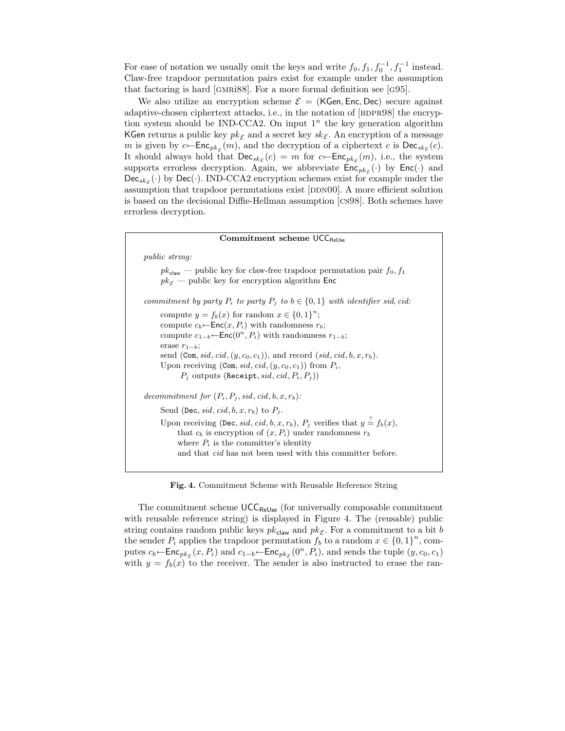For ease of notation we usually omit the keys and write $f_0, f_1, f_0^{-1}, f_1^{-1}$ instead. Claw-free trapdoor permutation pairs exist for example under the assumption that factoring is hard [GMRi88]. For a more formal definition see [G95].

We also utilize an encryption scheme $\mathcal{E} = (\mathsf{KGen}, \mathsf{Enc}, \mathsf{Dec})$ secure against adaptive-chosen ciphertext attacks, i.e., in the notation of [BDPR98] the encryption system should be IND-CCA2. On input $1^n$ the key generation algorithm $\mathsf{KGen}$ returns a public key $pk_{\mathcal{E}}$ and a secret key $sk_{\mathcal{E}}$. An encryption of a message $m$ is given by $c \leftarrow \mathsf{Enc}_{pk_{\mathcal{E}}}(m)$, and the decryption of a ciphertext $c$ is $\mathsf{Dec}_{sk_{\mathcal{E}}}(c)$. It should always hold that $\mathsf{Dec}_{sk_{\mathcal{E}}}(c) = m$ for $c \leftarrow \mathsf{Enc}_{pk_{\mathcal{E}}}(m)$, i.e., the system supports errorless decryption. Again, we abbreviate $\mathsf{Enc}_{pk_{\mathcal{E}}}(\cdot)$ by $\mathsf{Enc}(\cdot)$ and $\mathsf{Dec}_{sk_{\mathcal{E}}}(\cdot)$ by $\mathsf{Dec}(\cdot)$. IND-CCA2 encryption schemes exist for example under the assumption that trapdoor permutations exist [DDN00]. A more efficient solution is based on the decisional Diffie-Hellman assumption [CS98]. Both schemes have errorless decryption.

**Commitment scheme $\mathsf{UCC}_{\mathsf{ReUse}}$**

*public string:*

> $pk_{\mathsf{claw}}$ — public key for claw-free trapdoor permutation pair $f_0, f_1$
> $pk_{\mathcal{E}}$ — public key for encryption algorithm $\mathsf{Enc}$

*commitment by party $P_i$ to party $P_j$ to $b \in \{0,1\}$ with identifier $sid, cid$:*

> compute $y = f_b(x)$ for random $x \in \{0,1\}^n$;
> compute $c_b \leftarrow \mathsf{Enc}(x, P_i)$ with randomness $r_b$;
> compute $c_{1-b} \leftarrow \mathsf{Enc}(0^n, P_i)$ with randomness $r_{1-b}$;
> erase $r_{1-b}$;
> send $(\mathtt{Com}, sid, cid, (y, c_0, c_1))$, and record $(sid, cid, b, x, r_b)$.
> Upon receiving $(\mathtt{Com}, sid, cid, (y, c_0, c_1))$ from $P_i$,
> $P_j$ outputs $(\mathtt{Receipt}, sid, cid, P_i, P_j))$

*decommitment for $(P_i, P_j, sid, cid, b, x, r_b)$:*

> Send $(\mathtt{Dec}, sid, cid, b, x, r_b)$ to $P_j$.
> Upon receiving $(\mathtt{Dec}, sid, cid, b, x, r_b)$, $P_j$ verifies that $y \stackrel{?}{=} f_b(x)$,
> that $c_b$ is encryption of $(x, P_i)$ under randomness $r_b$
> where $P_i$ is the committer's identity
> and that $cid$ has not been used with this committer before.

**Fig. 4.** Commitment Scheme with Reusable Reference String

The commitment scheme $\mathsf{UCC}_{\mathsf{ReUse}}$ (for universally composable commitment with reusable reference string) is displayed in Figure 4. The (reusable) public string contains random public keys $pk_{\mathsf{claw}}$ and $pk_{\mathcal{E}}$. For a commitment to a bit $b$ the sender $P_i$ applies the trapdoor permutation $f_b$ to a random $x \in \{0,1\}^n$, computes $c_b \leftarrow \mathsf{Enc}_{pk_{\mathcal{E}}}(x, P_i)$ and $c_{1-b} \leftarrow \mathsf{Enc}_{pk_{\mathcal{E}}}(0^n, P_i)$, and sends the tuple $(y, c_0, c_1)$ with $y = f_b(x)$ to the receiver. The sender is also instructed to erase the ran-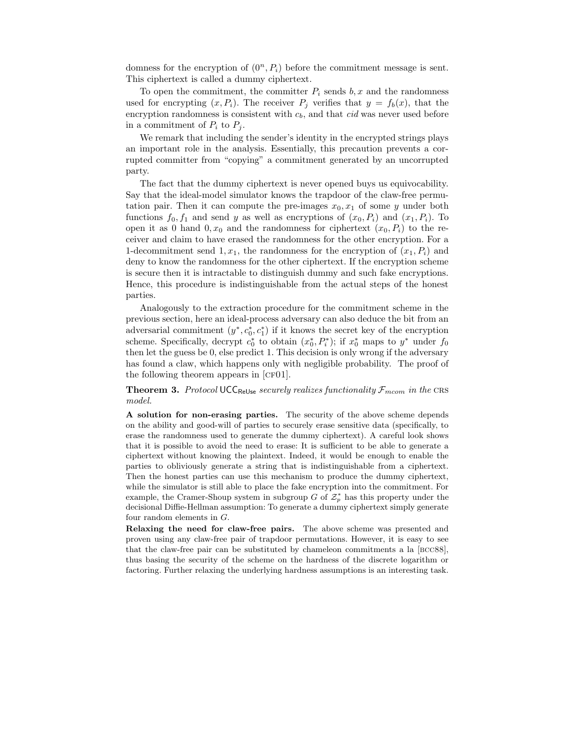domness for the encryption of $(0^n, P_i)$ before the commitment message is sent. This ciphertext is called a dummy ciphertext.

To open the commitment, the committer $P_i$ sends $b, x$ and the randomness used for encrypting $(x, P_i)$. The receiver $P_j$ verifies that $y = f_b(x)$, that the encryption randomness is consistent with $c_b$, and that *cid* was never used before in a commitment of $P_i$ to $P_j$.

We remark that including the sender's identity in the encrypted strings plays an important role in the analysis. Essentially, this precaution prevents a corrupted committer from "copying" a commitment generated by an uncorrupted party.

The fact that the dummy ciphertext is never opened buys us equivocability. Say that the ideal-model simulator knows the trapdoor of the claw-free permutation pair. Then it can compute the pre-images $x_0, x_1$ of some $y$ under both functions $f_0, f_1$ and send $y$ as well as encryptions of $(x_0, P_i)$ and $(x_1, P_i)$. To open it as 0 hand $0, x_0$ and the randomness for ciphertext $(x_0, P_i)$ to the receiver and claim to have erased the randomness for the other encryption. For a 1-decommitment send $1, x_1$, the randomness for the encryption of $(x_1, P_i)$ and deny to know the randomness for the other ciphertext. If the encryption scheme is secure then it is intractable to distinguish dummy and such fake encryptions. Hence, this procedure is indistinguishable from the actual steps of the honest parties.

Analogously to the extraction procedure for the commitment scheme in the previous section, here an ideal-process adversary can also deduce the bit from an adversarial commitment $(y^*, c_0^*, c_1^*)$ if it knows the secret key of the encryption scheme. Specifically, decrypt $c_0^*$ to obtain $(x_0^*, P_i^*)$; if $x_0^*$ maps to $y^*$ under $f_0$ then let the guess be 0, else predict 1. This decision is only wrong if the adversary has found a claw, which happens only with negligible probability. The proof of the following theorem appears in [CF01].

**Theorem 3.** *Protocol* $\mathsf{UCC}_{\mathsf{ReUse}}$ *securely realizes functionality* $\mathcal{F}_{mcom}$ *in the* CRS *model.*

**A solution for non-erasing parties.** The security of the above scheme depends on the ability and good-will of parties to securely erase sensitive data (specifically, to erase the randomness used to generate the dummy ciphertext). A careful look shows that it is possible to avoid the need to erase: It is sufficient to be able to generate a ciphertext without knowing the plaintext. Indeed, it would be enough to enable the parties to obliviously generate a string that is indistinguishable from a ciphertext. Then the honest parties can use this mechanism to produce the dummy ciphertext, while the simulator is still able to place the fake encryption into the commitment. For example, the Cramer-Shoup system in subgroup $G$ of $\mathcal{Z}_p^*$ has this property under the decisional Diffie-Hellman assumption: To generate a dummy ciphertext simply generate four random elements in $G$.

**Relaxing the need for claw-free pairs.** The above scheme was presented and proven using any claw-free pair of trapdoor permutations. However, it is easy to see that the claw-free pair can be substituted by chameleon commitments a la [BCC88], thus basing the security of the scheme on the hardness of the discrete logarithm or factoring. Further relaxing the underlying hardness assumptions is an interesting task.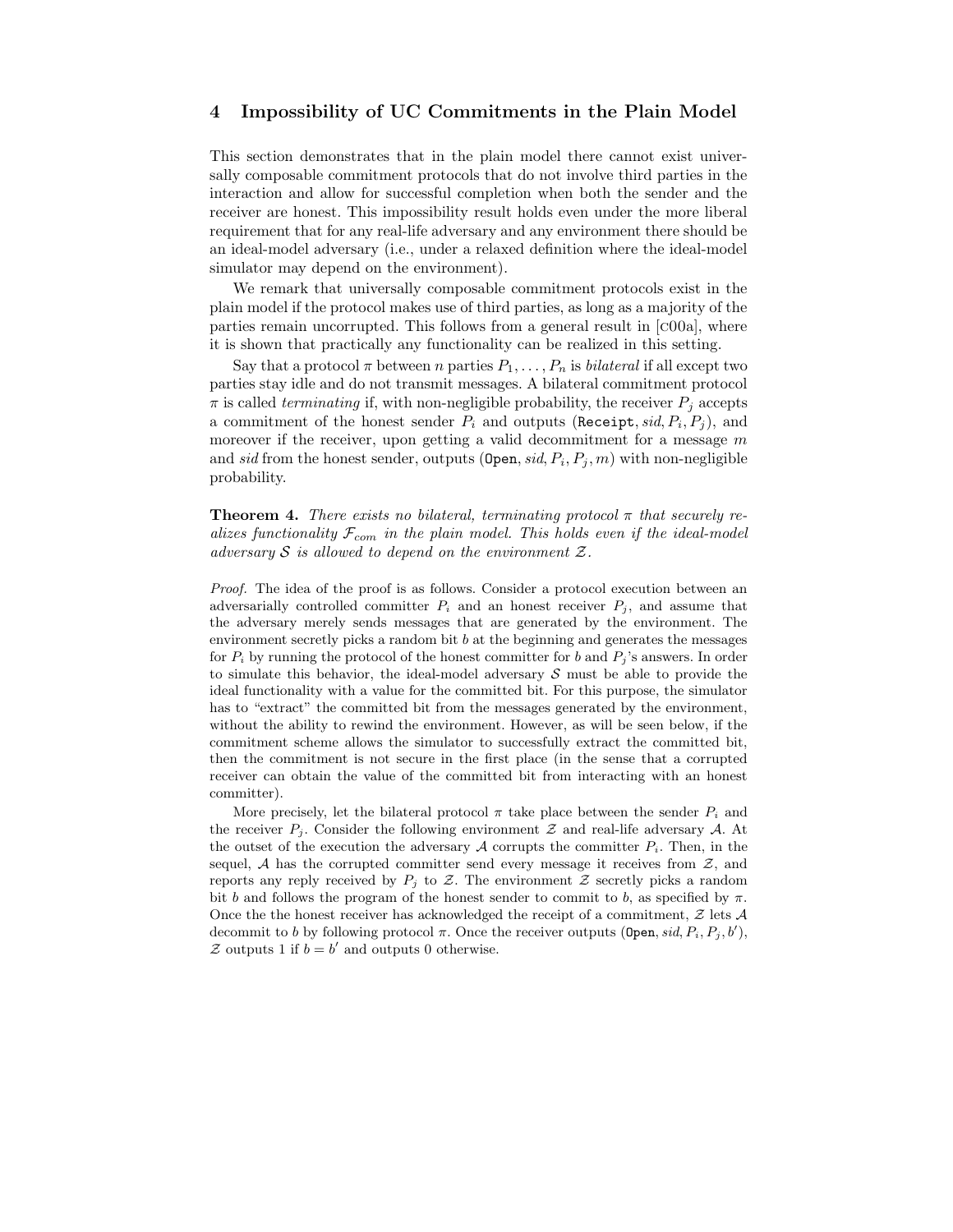## 4 Impossibility of UC Commitments in the Plain Model

This section demonstrates that in the plain model there cannot exist universally composable commitment protocols that do not involve third parties in the interaction and allow for successful completion when both the sender and the receiver are honest. This impossibility result holds even under the more liberal requirement that for any real-life adversary and any environment there should be an ideal-model adversary (i.e., under a relaxed definition where the ideal-model simulator may depend on the environment).

We remark that universally composable commitment protocols exist in the plain model if the protocol makes use of third parties, as long as a majority of the parties remain uncorrupted. This follows from a general result in [C00a], where it is shown that practically any functionality can be realized in this setting.

Say that a protocol $\pi$ between $n$ parties $P_1, \ldots, P_n$ is *bilateral* if all except two parties stay idle and do not transmit messages. A bilateral commitment protocol $\pi$ is called *terminating* if, with non-negligible probability, the receiver $P_j$ accepts a commitment of the honest sender $P_i$ and outputs $(\texttt{Receipt}, sid, P_i, P_j)$, and moreover if the receiver, upon getting a valid decommitment for a message $m$ and $sid$ from the honest sender, outputs $(\texttt{Open}, sid, P_i, P_j, m)$ with non-negligible probability.

**Theorem 4.** *There exists no bilateral, terminating protocol $\pi$ that securely realizes functionality $\mathcal{F}_{com}$ in the plain model. This holds even if the ideal-model adversary $\mathcal{S}$ is allowed to depend on the environment $\mathcal{Z}$.*

*Proof.* The idea of the proof is as follows. Consider a protocol execution between an adversarially controlled committer $P_i$ and an honest receiver $P_j$, and assume that the adversary merely sends messages that are generated by the environment. The environment secretly picks a random bit $b$ at the beginning and generates the messages for $P_i$ by running the protocol of the honest committer for $b$ and $P_j$'s answers. In order to simulate this behavior, the ideal-model adversary $\mathcal{S}$ must be able to provide the ideal functionality with a value for the committed bit. For this purpose, the simulator has to "extract" the committed bit from the messages generated by the environment, without the ability to rewind the environment. However, as will be seen below, if the commitment scheme allows the simulator to successfully extract the committed bit, then the commitment is not secure in the first place (in the sense that a corrupted receiver can obtain the value of the committed bit from interacting with an honest committer).

More precisely, let the bilateral protocol $\pi$ take place between the sender $P_i$ and the receiver $P_j$. Consider the following environment $\mathcal{Z}$ and real-life adversary $\mathcal{A}$. At the outset of the execution the adversary $\mathcal{A}$ corrupts the committer $P_i$. Then, in the sequel, $\mathcal{A}$ has the corrupted committer send every message it receives from $\mathcal{Z}$, and reports any reply received by $P_j$ to $\mathcal{Z}$. The environment $\mathcal{Z}$ secretly picks a random bit $b$ and follows the program of the honest sender to commit to $b$, as specified by $\pi$. Once the the honest receiver has acknowledged the receipt of a commitment, $\mathcal{Z}$ lets $\mathcal{A}$ decommit to $b$ by following protocol $\pi$. Once the receiver outputs $(\texttt{Open}, sid, P_i, P_j, b')$, $\mathcal{Z}$ outputs 1 if $b = b'$ and outputs 0 otherwise.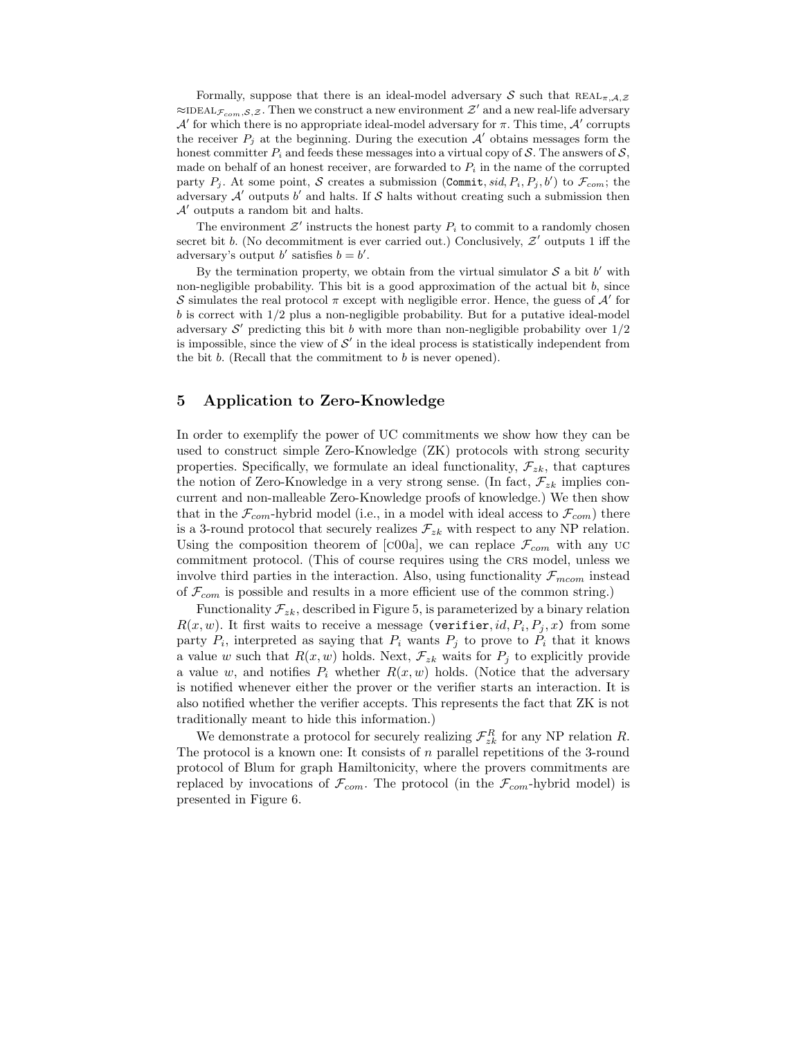Formally, suppose that there is an ideal-model adversary $\mathcal{S}$ such that $\text{REAL}_{\pi,\mathcal{A},\mathcal{Z}} \approx \text{IDEAL}_{\mathcal{F}_{com},\mathcal{S},\mathcal{Z}}$. Then we construct a new environment $\mathcal{Z}'$ and a new real-life adversary $\mathcal{A}'$ for which there is no appropriate ideal-model adversary for $\pi$. This time, $\mathcal{A}'$ corrupts the receiver $P_j$ at the beginning. During the execution $\mathcal{A}'$ obtains messages form the honest committer $P_i$ and feeds these messages into a virtual copy of $\mathcal{S}$. The answers of $\mathcal{S}$, made on behalf of an honest receiver, are forwarded to $P_i$ in the name of the corrupted party $P_j$. At some point, $\mathcal{S}$ creates a submission $(\texttt{Commit}, sid, P_i, P_j, b')$ to $\mathcal{F}_{com}$; the adversary $\mathcal{A}'$ outputs $b'$ and halts. If $\mathcal{S}$ halts without creating such a submission then $\mathcal{A}'$ outputs a random bit and halts.

The environment $\mathcal{Z}'$ instructs the honest party $P_i$ to commit to a randomly chosen secret bit $b$. (No decommitment is ever carried out.) Conclusively, $\mathcal{Z}'$ outputs 1 iff the adversary's output $b'$ satisfies $b = b'$.

By the termination property, we obtain from the virtual simulator $\mathcal{S}$ a bit $b'$ with non-negligible probability. This bit is a good approximation of the actual bit $b$, since $\mathcal{S}$ simulates the real protocol $\pi$ except with negligible error. Hence, the guess of $\mathcal{A}'$ for $b$ is correct with $1/2$ plus a non-negligible probability. But for a putative ideal-model adversary $\mathcal{S}'$ predicting this bit $b$ with more than non-negligible probability over $1/2$ is impossible, since the view of $\mathcal{S}'$ in the ideal process is statistically independent from the bit $b$. (Recall that the commitment to $b$ is never opened).

## 5 Application to Zero-Knowledge

In order to exemplify the power of UC commitments we show how they can be used to construct simple Zero-Knowledge (ZK) protocols with strong security properties. Specifically, we formulate an ideal functionality, $\mathcal{F}_{zk}$, that captures the notion of Zero-Knowledge in a very strong sense. (In fact, $\mathcal{F}_{zk}$ implies concurrent and non-malleable Zero-Knowledge proofs of knowledge.) We then show that in the $\mathcal{F}_{com}$-hybrid model (i.e., in a model with ideal access to $\mathcal{F}_{com}$) there is a 3-round protocol that securely realizes $\mathcal{F}_{zk}$ with respect to any NP relation. Using the composition theorem of [c00a], we can replace $\mathcal{F}_{com}$ with any UC commitment protocol. (This of course requires using the CRS model, unless we involve third parties in the interaction. Also, using functionality $\mathcal{F}_{mcom}$ instead of $\mathcal{F}_{com}$ is possible and results in a more efficient use of the common string.)

Functionality $\mathcal{F}_{zk}$, described in Figure 5, is parameterized by a binary relation $R(x, w)$. It first waits to receive a message $(\texttt{verifier}, id, P_i, P_j, x)$ from some party $P_i$, interpreted as saying that $P_i$ wants $P_j$ to prove to $P_i$ that it knows a value $w$ such that $R(x, w)$ holds. Next, $\mathcal{F}_{zk}$ waits for $P_j$ to explicitly provide a value $w$, and notifies $P_i$ whether $R(x, w)$ holds. (Notice that the adversary is notified whenever either the prover or the verifier starts an interaction. It is also notified whether the verifier accepts. This represents the fact that ZK is not traditionally meant to hide this information.)

We demonstrate a protocol for securely realizing $\mathcal{F}_{zk}^{R}$ for any NP relation $R$. The protocol is a known one: It consists of $n$ parallel repetitions of the 3-round protocol of Blum for graph Hamiltonicity, where the provers commitments are replaced by invocations of $\mathcal{F}_{com}$. The protocol (in the $\mathcal{F}_{com}$-hybrid model) is presented in Figure 6.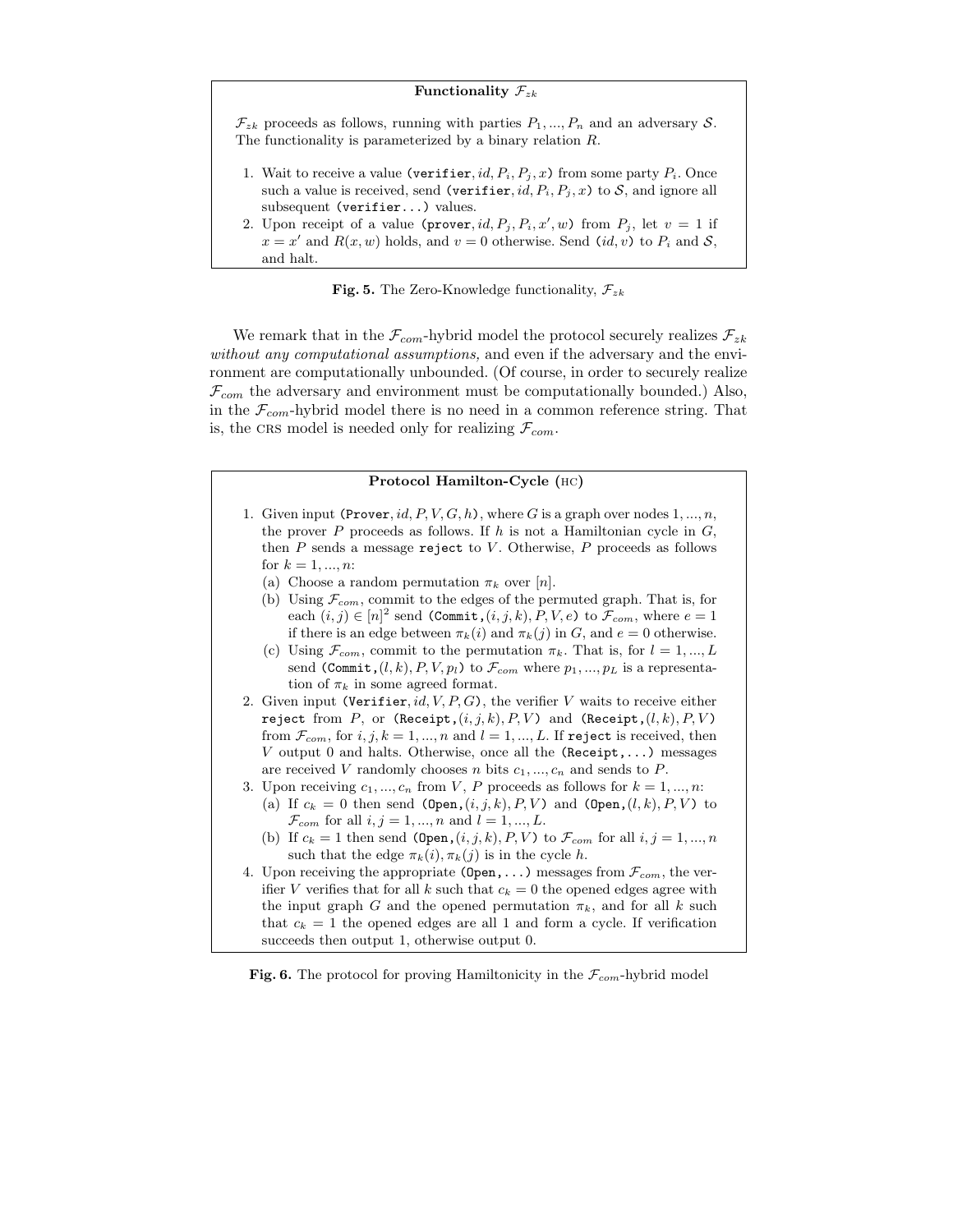**Functionality $\mathcal{F}_{zk}$**

$\mathcal{F}_{zk}$ proceeds as follows, running with parties $P_1, ..., P_n$ and an adversary $\mathcal{S}$. The functionality is parameterized by a binary relation $R$.

1. Wait to receive a value (verifier, $id, P_i, P_j, x$) from some party $P_i$. Once such a value is received, send (verifier, $id, P_i, P_j, x$) to $\mathcal{S}$, and ignore all subsequent (verifier...) values.
2. Upon receipt of a value (prover, $id, P_j, P_i, x', w$) from $P_j$, let $v = 1$ if $x = x'$ and $R(x, w)$ holds, and $v = 0$ otherwise. Send $(id, v)$ to $P_i$ and $\mathcal{S}$, and halt.

**Fig. 5.** The Zero-Knowledge functionality, $\mathcal{F}_{zk}$

We remark that in the $\mathcal{F}_{com}$-hybrid model the protocol securely realizes $\mathcal{F}_{zk}$ *without any computational assumptions,* and even if the adversary and the environment are computationally unbounded. (Of course, in order to securely realize $\mathcal{F}_{com}$ the adversary and environment must be computationally bounded.) Also, in the $\mathcal{F}_{com}$-hybrid model there is no need in a common reference string. That is, the CRS model is needed only for realizing $\mathcal{F}_{com}$.

**Protocol Hamilton-Cycle (HC)**

1. Given input (Prover, $id, P, V, G, h$), where $G$ is a graph over nodes $1, ..., n$, the prover $P$ proceeds as follows. If $h$ is not a Hamiltonian cycle in $G$, then $P$ sends a message reject to $V$. Otherwise, $P$ proceeds as follows for $k = 1, ..., n$:
   (a) Choose a random permutation $\pi_k$ over $[n]$.
   (b) Using $\mathcal{F}_{com}$, commit to the edges of the permuted graph. That is, for each $(i, j) \in [n]^2$ send (Commit,$(i, j, k), P, V, e$) to $\mathcal{F}_{com}$, where $e = 1$ if there is an edge between $\pi_k(i)$ and $\pi_k(j)$ in $G$, and $e = 0$ otherwise.
   (c) Using $\mathcal{F}_{com}$, commit to the permutation $\pi_k$. That is, for $l = 1, ..., L$ send (Commit,$(l, k), P, V, p_l$) to $\mathcal{F}_{com}$ where $p_1, ..., p_L$ is a representation of $\pi_k$ in some agreed format.
2. Given input (Verifier, $id, V, P, G$), the verifier $V$ waits to receive either reject from $P$, or (Receipt,$(i, j, k), P, V$) and (Receipt,$(l, k), P, V$) from $\mathcal{F}_{com}$, for $i, j, k = 1, ..., n$ and $l = 1, ..., L$. If reject is received, then $V$ output 0 and halts. Otherwise, once all the (Receipt,...) messages are received $V$ randomly chooses $n$ bits $c_1, ..., c_n$ and sends to $P$.
3. Upon receiving $c_1, ..., c_n$ from $V$, $P$ proceeds as follows for $k = 1, ..., n$:
   (a) If $c_k = 0$ then send (Open,$(i, j, k), P, V$) and (Open,$(l, k), P, V$) to $\mathcal{F}_{com}$ for all $i, j = 1, ..., n$ and $l = 1, ..., L$.
   (b) If $c_k = 1$ then send (Open,$(i, j, k), P, V$) to $\mathcal{F}_{com}$ for all $i, j = 1, ..., n$ such that the edge $\pi_k(i), \pi_k(j)$ is in the cycle $h$.
4. Upon receiving the appropriate (Open,...) messages from $\mathcal{F}_{com}$, the verifier $V$ verifies that for all $k$ such that $c_k = 0$ the opened edges agree with the input graph $G$ and the opened permutation $\pi_k$, and for all $k$ such that $c_k = 1$ the opened edges are all 1 and form a cycle. If verification succeeds then output 1, otherwise output 0.

**Fig. 6.** The protocol for proving Hamiltonicity in the $\mathcal{F}_{com}$-hybrid model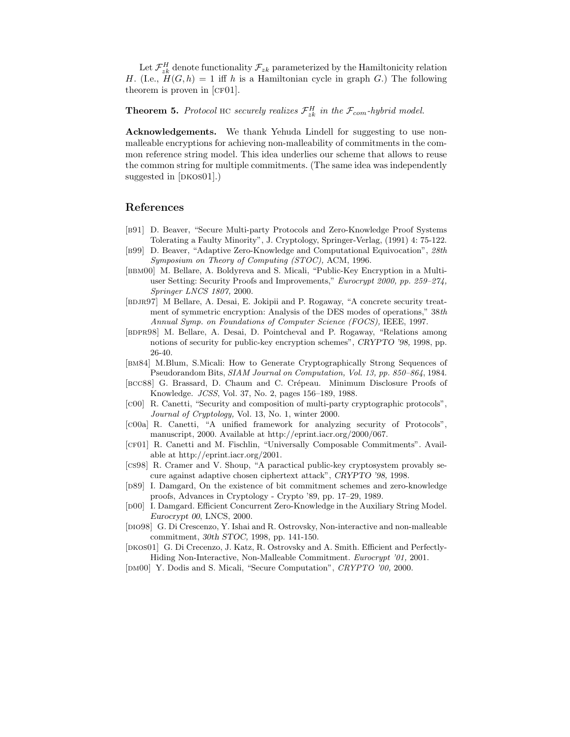Let $\mathcal{F}_{zk}^{H}$ denote functionality $\mathcal{F}_{zk}$ parameterized by the Hamiltonicity relation $H$. (I.e., $H(G, h) = 1$ iff $h$ is a Hamiltonian cycle in graph $G$.) The following theorem is proven in [CF01].

**Theorem 5.** *Protocol* HC *securely realizes* $\mathcal{F}_{zk}^{H}$ *in the* $\mathcal{F}_{com}$*-hybrid model.*

**Acknowledgements.** We thank Yehuda Lindell for suggesting to use non-malleable encryptions for achieving non-malleability of commitments in the common reference string model. This idea underlies our scheme that allows to reuse the common string for multiple commitments. (The same idea was independently suggested in [DKOS01].)

## References

- [B91] D. Beaver, "Secure Multi-party Protocols and Zero-Knowledge Proof Systems Tolerating a Faulty Minority", J. Cryptology, Springer-Verlag, (1991) 4: 75-122.
- [B99] D. Beaver, "Adaptive Zero-Knowledge and Computational Equivocation", *28th Symposium on Theory of Computing (STOC),* ACM, 1996.
- [BBM00] M. Bellare, A. Boldyreva and S. Micali, "Public-Key Encryption in a Multi-user Setting: Security Proofs and Improvements," *Eurocrypt 2000, pp. 259–274, Springer LNCS 1807,* 2000.
- [BDJR97] M Bellare, A. Desai, E. Jokipii and P. Rogaway, "A concrete security treatment of symmetric encryption: Analysis of the DES modes of operations," *38th Annual Symp. on Foundations of Computer Science (FOCS),* IEEE, 1997.
- [BDPR98] M. Bellare, A. Desai, D. Pointcheval and P. Rogaway, "Relations among notions of security for public-key encryption schemes", *CRYPTO '98,* 1998, pp. 26-40.
- [BM84] M.Blum, S.Micali: How to Generate Cryptographically Strong Sequences of Pseudorandom Bits, *SIAM Journal on Computation, Vol. 13, pp. 850–864*, 1984.
- [BCC88] G. Brassard, D. Chaum and C. Crépeau. Minimum Disclosure Proofs of Knowledge. *JCSS*, Vol. 37, No. 2, pages 156–189, 1988.
- [C00] R. Canetti, "Security and composition of multi-party cryptographic protocols", *Journal of Cryptology,* Vol. 13, No. 1, winter 2000.
- [C00a] R. Canetti, "A unified framework for analyzing security of Protocols", manuscript, 2000. Available at http://eprint.iacr.org/2000/067.
- [CF01] R. Canetti and M. Fischlin, "Universally Composable Commitments". Available at http://eprint.iacr.org/2001.
- [CS98] R. Cramer and V. Shoup, "A paractical public-key cryptosystem provably secure against adaptive chosen ciphertext attack", *CRYPTO '98,* 1998.
- [D89] I. Damgard, On the existence of bit commitment schemes and zero-knowledge proofs, Advances in Cryptology - Crypto '89, pp. 17–29, 1989.
- [D00] I. Damgard. Efficient Concurrent Zero-Knowledge in the Auxiliary String Model. *Eurocrypt 00*, LNCS, 2000.
- [DIO98] G. Di Crescenzo, Y. Ishai and R. Ostrovsky, Non-interactive and non-malleable commitment, *30th STOC,* 1998, pp. 141-150.
- [DKOS01] G. Di Crecenzo, J. Katz, R. Ostrovsky and A. Smith. Efficient and Perfectly-Hiding Non-Interactive, Non-Malleable Commitment. *Eurocrypt '01,* 2001.
- [DM00] Y. Dodis and S. Micali, "Secure Computation", *CRYPTO '00,* 2000.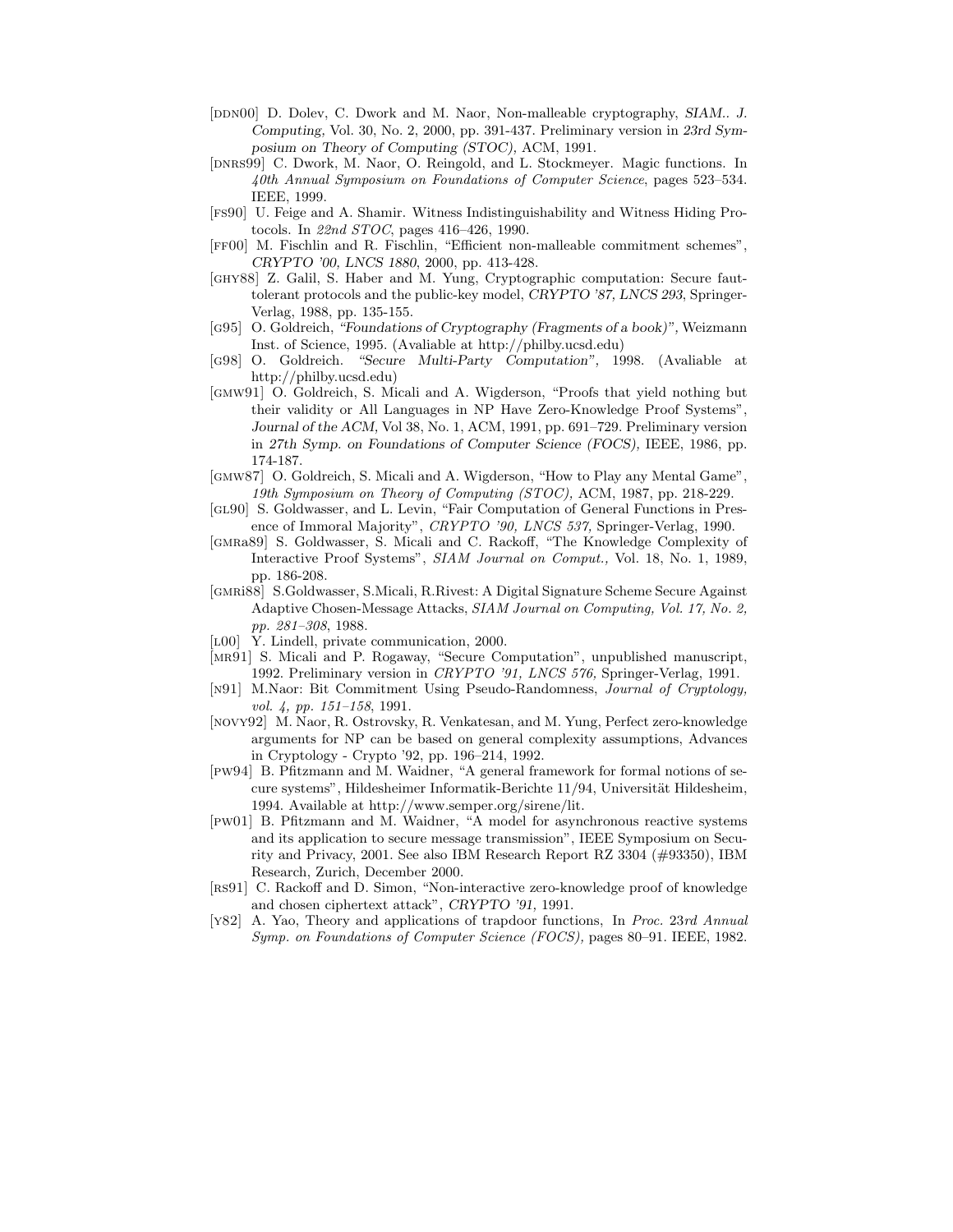[DDN00] D. Dolev, C. Dwork and M. Naor, Non-malleable cryptography, *SIAM.. J. Computing,* Vol. 30, No. 2, 2000, pp. 391-437. Preliminary version in *23rd Symposium on Theory of Computing (STOC)*, ACM, 1991.

[DNRS99] C. Dwork, M. Naor, O. Reingold, and L. Stockmeyer. Magic functions. In *40th Annual Symposium on Foundations of Computer Science*, pages 523–534. IEEE, 1999.

[FS90] U. Feige and A. Shamir. Witness Indistinguishability and Witness Hiding Protocols. In *22nd STOC*, pages 416–426, 1990.

[FF00] M. Fischlin and R. Fischlin, "Efficient non-malleable commitment schemes", *CRYPTO '00, LNCS 1880*, 2000, pp. 413-428.

[GHY88] Z. Galil, S. Haber and M. Yung, Cryptographic computation: Secure faut-tolerant protocols and the public-key model, *CRYPTO '87, LNCS 293*, Springer-Verlag, 1988, pp. 135-155.

[G95] O. Goldreich, *"Foundations of Cryptography (Fragments of a book)"*, Weizmann Inst. of Science, 1995. (Avaliable at http://philby.ucsd.edu)

[G98] O. Goldreich. *"Secure Multi-Party Computation"*, 1998. (Avaliable at http://philby.ucsd.edu)

[GMW91] O. Goldreich, S. Micali and A. Wigderson, "Proofs that yield nothing but their validity or All Languages in NP Have Zero-Knowledge Proof Systems", *Journal of the ACM,* Vol 38, No. 1, ACM, 1991, pp. 691–729. Preliminary version in *27th Symp. on Foundations of Computer Science (FOCS)*, IEEE, 1986, pp. 174-187.

[GMW87] O. Goldreich, S. Micali and A. Wigderson, "How to Play any Mental Game", *19th Symposium on Theory of Computing (STOC),* ACM, 1987, pp. 218-229.

[GL90] S. Goldwasser, and L. Levin, "Fair Computation of General Functions in Presence of Immoral Majority", *CRYPTO '90, LNCS 537,* Springer-Verlag, 1990.

[GMRa89] S. Goldwasser, S. Micali and C. Rackoff, "The Knowledge Complexity of Interactive Proof Systems", *SIAM Journal on Comput.,* Vol. 18, No. 1, 1989, pp. 186-208.

[GMRi88] S.Goldwasser, S.Micali, R.Rivest: A Digital Signature Scheme Secure Against Adaptive Chosen-Message Attacks, *SIAM Journal on Computing, Vol. 17, No. 2, pp. 281–308*, 1988.

[L00] Y. Lindell, private communication, 2000.

[MR91] S. Micali and P. Rogaway, "Secure Computation", unpublished manuscript, 1992. Preliminary version in *CRYPTO '91, LNCS 576,* Springer-Verlag, 1991.

[N91] M.Naor: Bit Commitment Using Pseudo-Randomness, *Journal of Cryptology, vol. 4, pp. 151–158*, 1991.

[NOVY92] M. Naor, R. Ostrovsky, R. Venkatesan, and M. Yung, Perfect zero-knowledge arguments for NP can be based on general complexity assumptions, Advances in Cryptology - Crypto '92, pp. 196–214, 1992.

[PW94] B. Pfitzmann and M. Waidner, "A general framework for formal notions of secure systems", Hildesheimer Informatik-Berichte 11/94, Universität Hildesheim, 1994. Available at http://www.semper.org/sirene/lit.

[PW01] B. Pfitzmann and M. Waidner, "A model for asynchronous reactive systems and its application to secure message transmission", IEEE Symposium on Security and Privacy, 2001. See also IBM Research Report RZ 3304 (#93350), IBM Research, Zurich, December 2000.

[RS91] C. Rackoff and D. Simon, "Non-interactive zero-knowledge proof of knowledge and chosen ciphertext attack", *CRYPTO '91*, 1991.

[Y82] A. Yao, Theory and applications of trapdoor functions, In *Proc. 23rd Annual Symp. on Foundations of Computer Science (FOCS),* pages 80–91. IEEE, 1982.